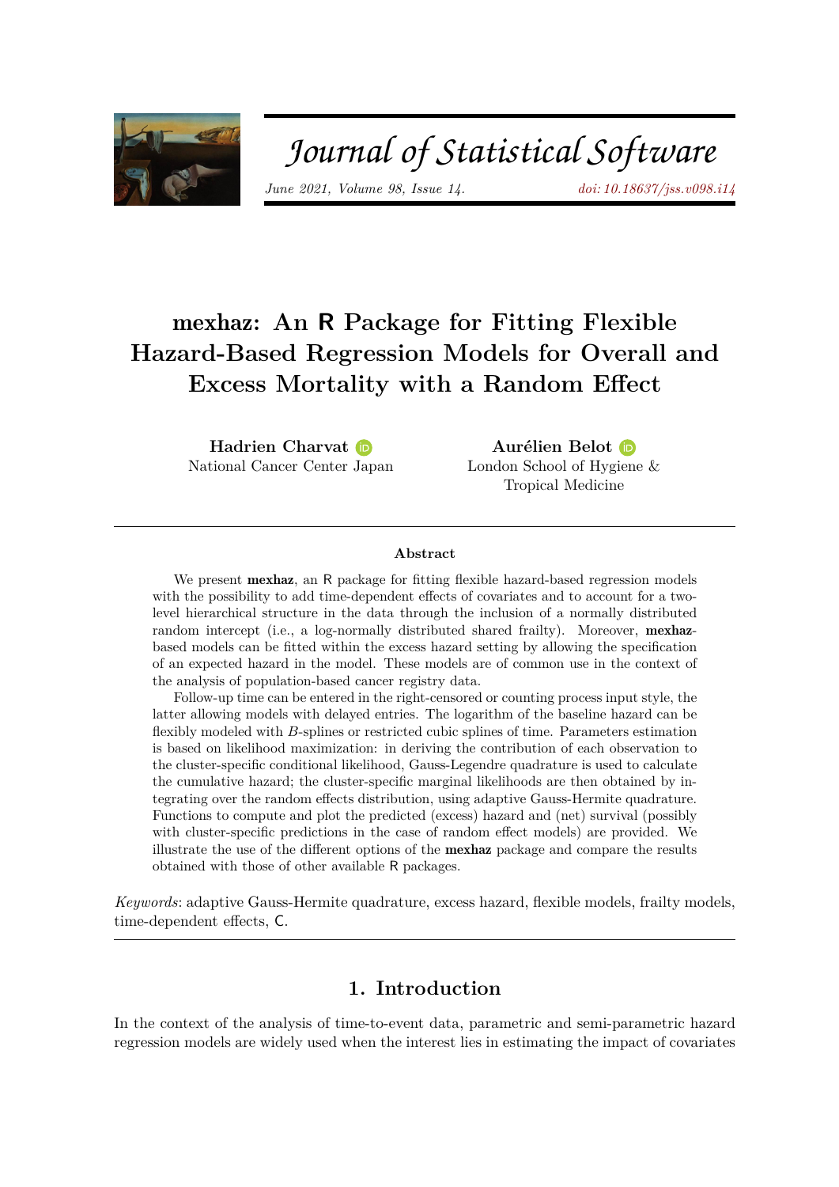# mexhaz: An R Package for Fitting Flexible Hazard-Based Regression Models for Overall and Excess Mortality with a Random Effect

**Hadrien Charvat**
National Cancer Center Japan

**Aurélien Belot**
London School of Hygiene & Tropical Medicine

## Abstract

We present **mexhaz**, an R package for fitting flexible hazard-based regression models with the possibility to add time-dependent effects of covariates and to account for a two-level hierarchical structure in the data through the inclusion of a normally distributed random intercept (i.e., a log-normally distributed shared frailty). Moreover, **mexhaz**-based models can be fitted within the excess hazard setting by allowing the specification of an expected hazard in the model. These models are of common use in the context of the analysis of population-based cancer registry data.

Follow-up time can be entered in the right-censored or counting process input style, the latter allowing models with delayed entries. The logarithm of the baseline hazard can be flexibly modeled with $B$-splines or restricted cubic splines of time. Parameters estimation is based on likelihood maximization: in deriving the contribution of each observation to the cluster-specific conditional likelihood, Gauss-Legendre quadrature is used to calculate the cumulative hazard; the cluster-specific marginal likelihoods are then obtained by integrating over the random effects distribution, using adaptive Gauss-Hermite quadrature. Functions to compute and plot the predicted (excess) hazard and (net) survival (possibly with cluster-specific predictions in the case of random effect models) are provided. We illustrate the use of the different options of the **mexhaz** package and compare the results obtained with those of other available R packages.

*Keywords*: adaptive Gauss-Hermite quadrature, excess hazard, flexible models, frailty models, time-dependent effects, C.

## 1. Introduction

In the context of the analysis of time-to-event data, parametric and semi-parametric hazard regression models are widely used when the interest lies in estimating the impact of covariates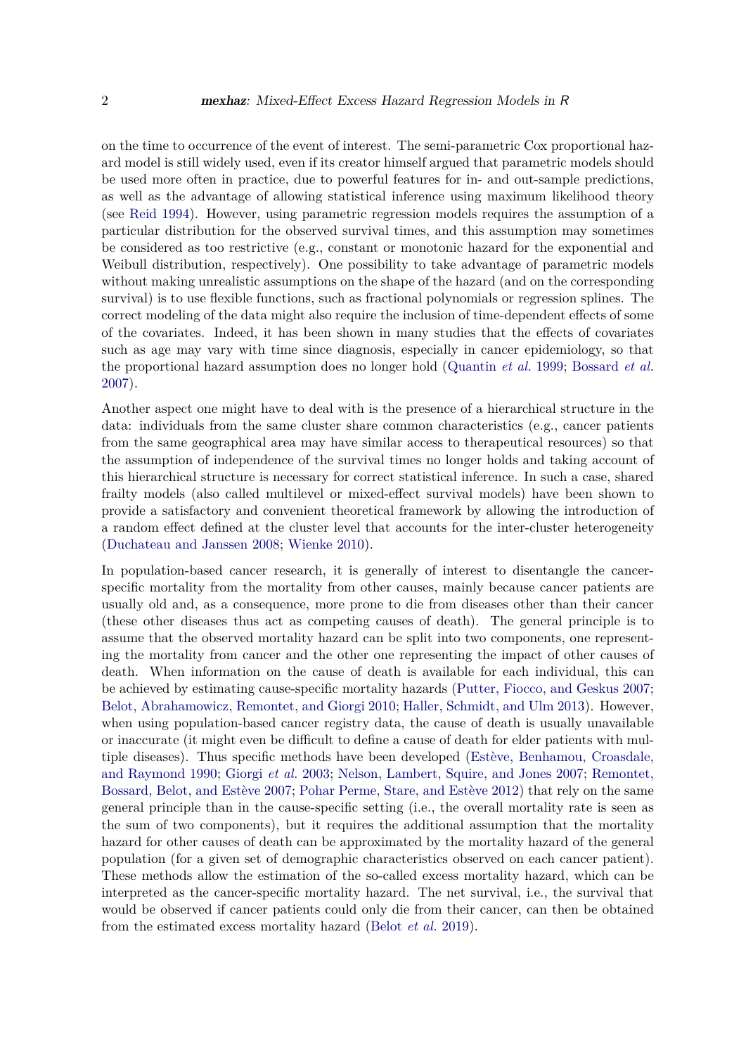on the time to occurrence of the event of interest. The semi-parametric Cox proportional hazard model is still widely used, even if its creator himself argued that parametric models should be used more often in practice, due to powerful features for in- and out-sample predictions, as well as the advantage of allowing statistical inference using maximum likelihood theory (see Reid 1994). However, using parametric regression models requires the assumption of a particular distribution for the observed survival times, and this assumption may sometimes be considered as too restrictive (e.g., constant or monotonic hazard for the exponential and Weibull distribution, respectively). One possibility to take advantage of parametric models without making unrealistic assumptions on the shape of the hazard (and on the corresponding survival) is to use flexible functions, such as fractional polynomials or regression splines. The correct modeling of the data might also require the inclusion of time-dependent effects of some of the covariates. Indeed, it has been shown in many studies that the effects of covariates such as age may vary with time since diagnosis, especially in cancer epidemiology, so that the proportional hazard assumption does no longer hold (Quantin *et al.* 1999; Bossard *et al.* 2007).

Another aspect one might have to deal with is the presence of a hierarchical structure in the data: individuals from the same cluster share common characteristics (e.g., cancer patients from the same geographical area may have similar access to therapeutical resources) so that the assumption of independence of the survival times no longer holds and taking account of this hierarchical structure is necessary for correct statistical inference. In such a case, shared frailty models (also called multilevel or mixed-effect survival models) have been shown to provide a satisfactory and convenient theoretical framework by allowing the introduction of a random effect defined at the cluster level that accounts for the inter-cluster heterogeneity (Duchateau and Janssen 2008; Wienke 2010).

In population-based cancer research, it is generally of interest to disentangle the cancer-specific mortality from the mortality from other causes, mainly because cancer patients are usually old and, as a consequence, more prone to die from diseases other than their cancer (these other diseases thus act as competing causes of death). The general principle is to assume that the observed mortality hazard can be split into two components, one representing the mortality from cancer and the other one representing the impact of other causes of death. When information on the cause of death is available for each individual, this can be achieved by estimating cause-specific mortality hazards (Putter, Fiocco, and Geskus 2007; Belot, Abrahamowicz, Remontet, and Giorgi 2010; Haller, Schmidt, and Ulm 2013). However, when using population-based cancer registry data, the cause of death is usually unavailable or inaccurate (it might even be difficult to define a cause of death for elder patients with multiple diseases). Thus specific methods have been developed (Estève, Benhamou, Croasdale, and Raymond 1990; Giorgi *et al.* 2003; Nelson, Lambert, Squire, and Jones 2007; Remontet, Bossard, Belot, and Estève 2007; Pohar Perme, Stare, and Estève 2012) that rely on the same general principle than in the cause-specific setting (i.e., the overall mortality rate is seen as the sum of two components), but it requires the additional assumption that the mortality hazard for other causes of death can be approximated by the mortality hazard of the general population (for a given set of demographic characteristics observed on each cancer patient). These methods allow the estimation of the so-called excess mortality hazard, which can be interpreted as the cancer-specific mortality hazard. The net survival, i.e., the survival that would be observed if cancer patients could only die from their cancer, can then be obtained from the estimated excess mortality hazard (Belot *et al.* 2019).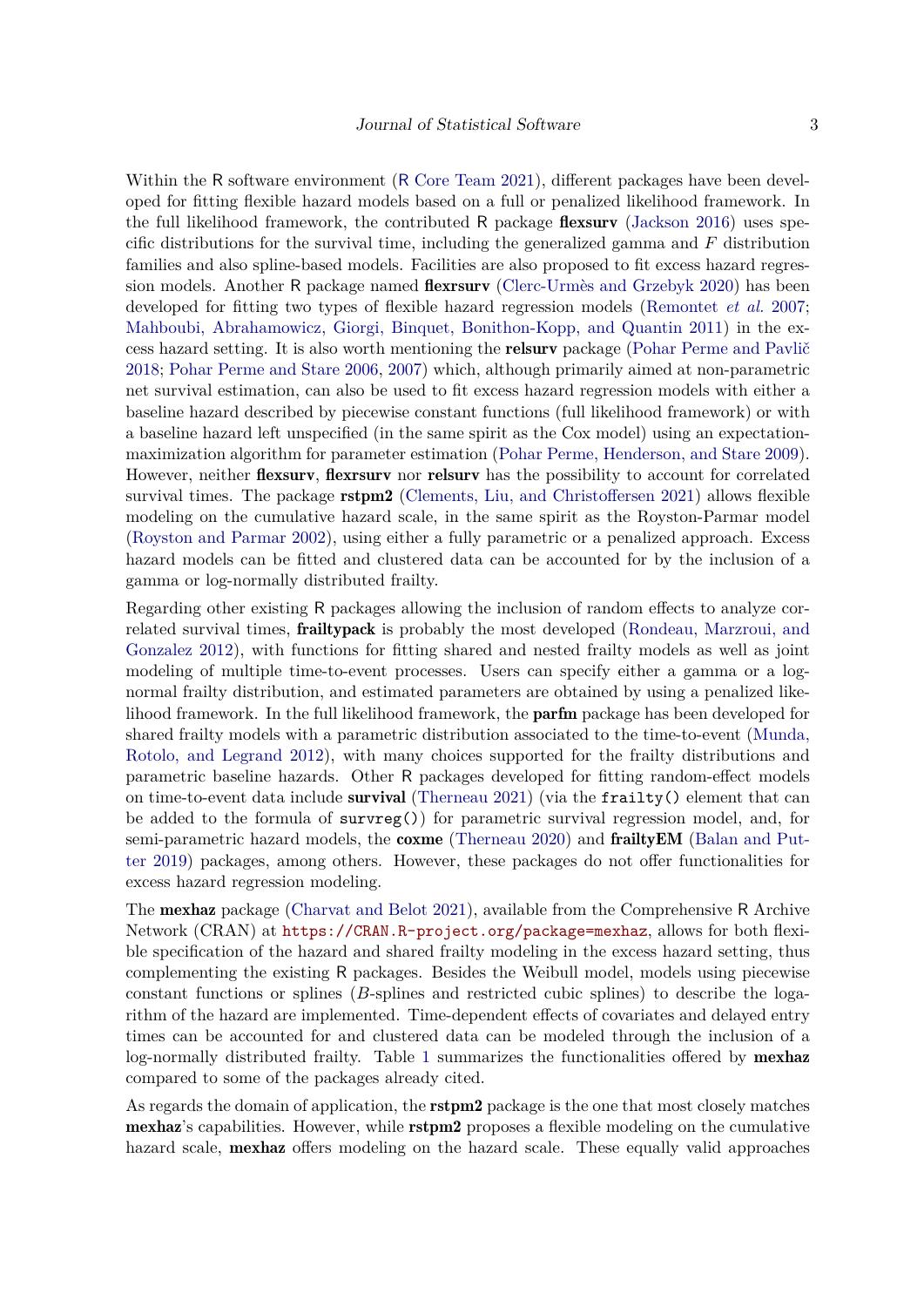Within the R software environment (R Core Team 2021), different packages have been developed for fitting flexible hazard models based on a full or penalized likelihood framework. In the full likelihood framework, the contributed R package **flexsurv** (Jackson 2016) uses specific distributions for the survival time, including the generalized gamma and $F$ distribution families and also spline-based models. Facilities are also proposed to fit excess hazard regression models. Another R package named **flexrsurv** (Clerc-Urmès and Grzebyk 2020) has been developed for fitting two types of flexible hazard regression models (Remontet *et al.* 2007; Mahboubi, Abrahamowicz, Giorgi, Binquet, Bonithon-Kopp, and Quantin 2011) in the excess hazard setting. It is also worth mentioning the **relsurv** package (Pohar Perme and Pavlič 2018; Pohar Perme and Stare 2006, 2007) which, although primarily aimed at non-parametric net survival estimation, can also be used to fit excess hazard regression models with either a baseline hazard described by piecewise constant functions (full likelihood framework) or with a baseline hazard left unspecified (in the same spirit as the Cox model) using an expectation-maximization algorithm for parameter estimation (Pohar Perme, Henderson, and Stare 2009). However, neither **flexsurv**, **flexrsurv** nor **relsurv** has the possibility to account for correlated survival times. The package **rstpm2** (Clements, Liu, and Christoffersen 2021) allows flexible modeling on the cumulative hazard scale, in the same spirit as the Royston-Parmar model (Royston and Parmar 2002), using either a fully parametric or a penalized approach. Excess hazard models can be fitted and clustered data can be accounted for by the inclusion of a gamma or log-normally distributed frailty.

Regarding other existing R packages allowing the inclusion of random effects to analyze correlated survival times, **frailtypack** is probably the most developed (Rondeau, Marzroui, and Gonzalez 2012), with functions for fitting shared and nested frailty models as well as joint modeling of multiple time-to-event processes. Users can specify either a gamma or a log-normal frailty distribution, and estimated parameters are obtained by using a penalized likelihood framework. In the full likelihood framework, the **parfm** package has been developed for shared frailty models with a parametric distribution associated to the time-to-event (Munda, Rotolo, and Legrand 2012), with many choices supported for the frailty distributions and parametric baseline hazards. Other R packages developed for fitting random-effect models on time-to-event data include **survival** (Therneau 2021) (via the `frailty()` element that can be added to the formula of `survreg()`) for parametric survival regression model, and, for semi-parametric hazard models, the **coxme** (Therneau 2020) and **frailtyEM** (Balan and Putter 2019) packages, among others. However, these packages do not offer functionalities for excess hazard regression modeling.

The **mexhaz** package (Charvat and Belot 2021), available from the Comprehensive R Archive Network (CRAN) at https://CRAN.R-project.org/package=mexhaz, allows for both flexible specification of the hazard and shared frailty modeling in the excess hazard setting, thus complementing the existing R packages. Besides the Weibull model, models using piecewise constant functions or splines ($B$-splines and restricted cubic splines) to describe the logarithm of the hazard are implemented. Time-dependent effects of covariates and delayed entry times can be accounted for and clustered data can be modeled through the inclusion of a log-normally distributed frailty. Table 1 summarizes the functionalities offered by **mexhaz** compared to some of the packages already cited.

As regards the domain of application, the **rstpm2** package is the one that most closely matches **mexhaz**'s capabilities. However, while **rstpm2** proposes a flexible modeling on the cumulative hazard scale, **mexhaz** offers modeling on the hazard scale. These equally valid approaches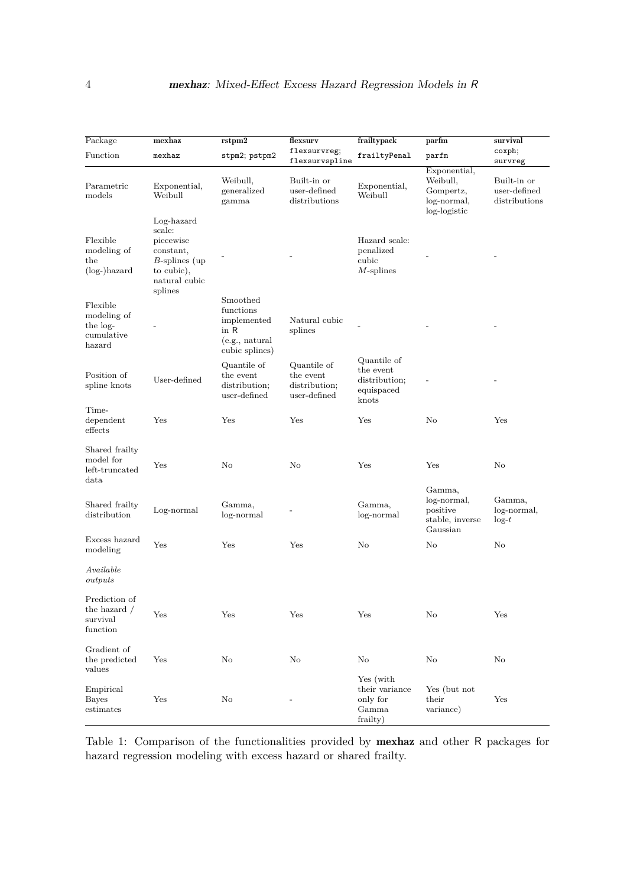| Package | **mexhaz** | **rstpm2** | **flexsurv** | **frailtypack** | **parfm** | **survival** |
|---|---|---|---|---|---|---|
| Function | `mexhaz` | `stpm2`; `pstpm2` | `flexsurvreg`; `flexsurvspline` | `frailtyPenal` | `parfm` | `coxph`; `survreg` |
| Parametric models | Exponential, Weibull | Weibull, generalized gamma | Built-in or user-defined distributions | Exponential, Weibull | Exponential, Weibull, Gompertz, log-normal, log-logistic | Built-in or user-defined distributions |
| Flexible modeling of the (log-)hazard | Log-hazard scale: piecewise constant, $B$-splines (up to cubic), natural cubic splines | - | - | Hazard scale: penalized cubic $M$-splines | - | - |
| Flexible modeling of the log-cumulative hazard | - | Smoothed functions implemented in R (e.g., natural cubic splines) | Natural cubic splines | - | - | - |
| Position of spline knots | User-defined | Quantile of the event distribution; user-defined | Quantile of the event distribution; user-defined | Quantile of the event distribution; equispaced knots | - | - |
| Time-dependent effects | Yes | Yes | Yes | Yes | No | Yes |
| Shared frailty model for left-truncated data | Yes | No | No | Yes | Yes | No |
| Shared frailty distribution | Log-normal | Gamma, log-normal | - | Gamma, log-normal | Gamma, log-normal, positive stable, inverse Gaussian | Gamma, log-normal, log-$t$ |
| Excess hazard modeling | Yes | Yes | Yes | No | No | No |
| *Available outputs* | | | | | | |
| Prediction of the hazard / survival function | Yes | Yes | Yes | Yes | No | Yes |
| Gradient of the predicted values | Yes | No | No | No | No | No |
| Empirical Bayes estimates | Yes | No | - | Yes (with their variance only for Gamma frailty) | Yes (but not their variance) | Yes |

Table 1: Comparison of the functionalities provided by **mexhaz** and other R packages for hazard regression modeling with excess hazard or shared frailty.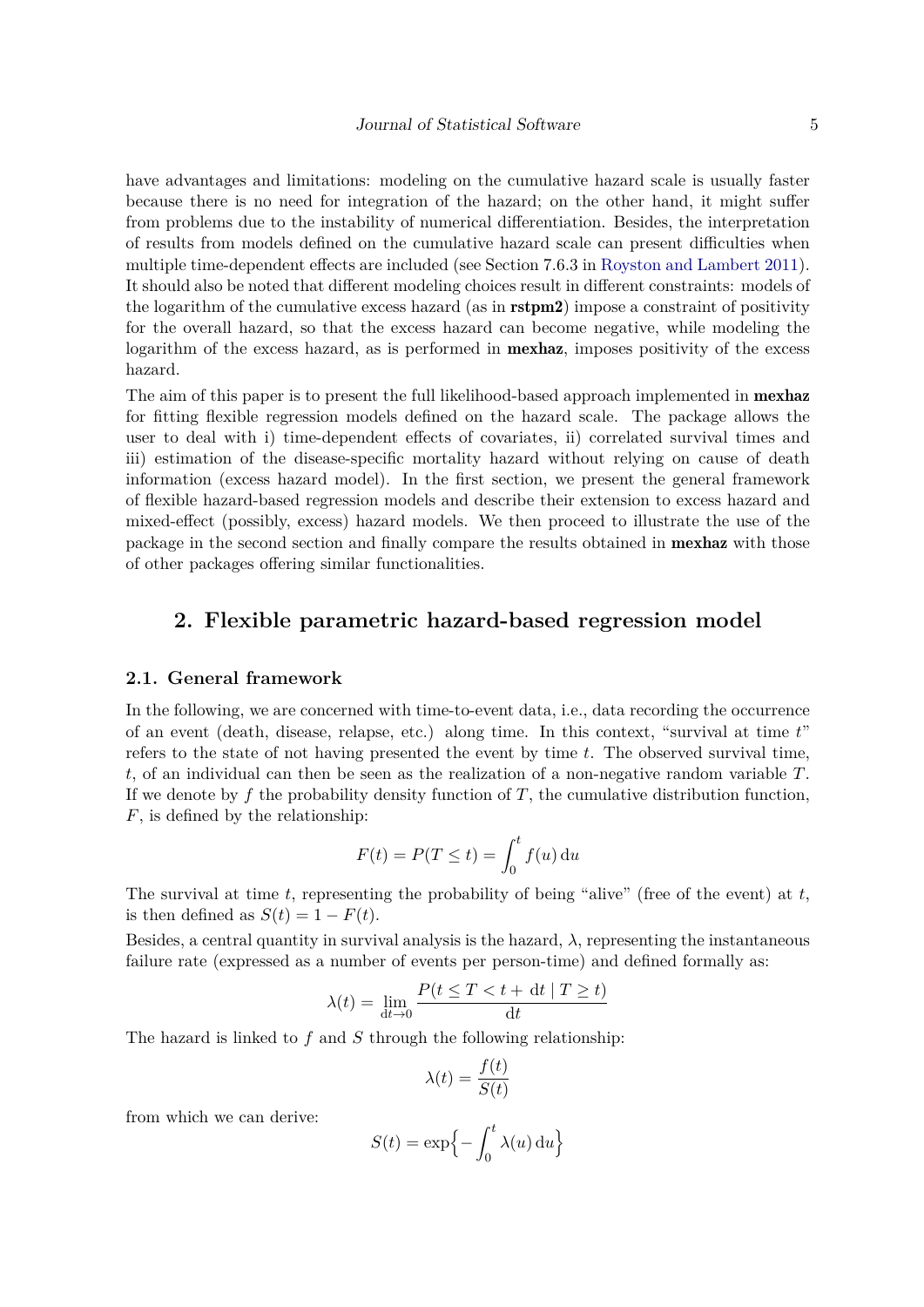have advantages and limitations: modeling on the cumulative hazard scale is usually faster because there is no need for integration of the hazard; on the other hand, it might suffer from problems due to the instability of numerical differentiation. Besides, the interpretation of results from models defined on the cumulative hazard scale can present difficulties when multiple time-dependent effects are included (see Section 7.6.3 in Royston and Lambert 2011). It should also be noted that different modeling choices result in different constraints: models of the logarithm of the cumulative excess hazard (as in **rstpm2**) impose a constraint of positivity for the overall hazard, so that the excess hazard can become negative, while modeling the logarithm of the excess hazard, as is performed in **mexhaz**, imposes positivity of the excess hazard.

The aim of this paper is to present the full likelihood-based approach implemented in **mexhaz** for fitting flexible regression models defined on the hazard scale. The package allows the user to deal with i) time-dependent effects of covariates, ii) correlated survival times and iii) estimation of the disease-specific mortality hazard without relying on cause of death information (excess hazard model). In the first section, we present the general framework of flexible hazard-based regression models and describe their extension to excess hazard and mixed-effect (possibly, excess) hazard models. We then proceed to illustrate the use of the package in the second section and finally compare the results obtained in **mexhaz** with those of other packages offering similar functionalities.

## 2. Flexible parametric hazard-based regression model

### 2.1. General framework

In the following, we are concerned with time-to-event data, i.e., data recording the occurrence of an event (death, disease, relapse, etc.) along time. In this context, "survival at time $t$" refers to the state of not having presented the event by time $t$. The observed survival time, $t$, of an individual can then be seen as the realization of a non-negative random variable $T$. If we denote by $f$ the probability density function of $T$, the cumulative distribution function, $F$, is defined by the relationship:

$$F(t) = P(T \leq t) = \int_0^t f(u)\,\mathrm{d}u$$

The survival at time $t$, representing the probability of being "alive" (free of the event) at $t$, is then defined as $S(t) = 1 - F(t)$.

Besides, a central quantity in survival analysis is the hazard, $\lambda$, representing the instantaneous failure rate (expressed as a number of events per person-time) and defined formally as:

$$\lambda(t) = \lim_{\mathrm{d}t \to 0} \frac{P(t \leq T < t + \mathrm{d}t \mid T \geq t)}{\mathrm{d}t}$$

The hazard is linked to $f$ and $S$ through the following relationship:

$$\lambda(t) = \frac{f(t)}{S(t)}$$

from which we can derive:

$$S(t) = \exp\Big\{ - \int_0^t \lambda(u)\,\mathrm{d}u \Big\}$$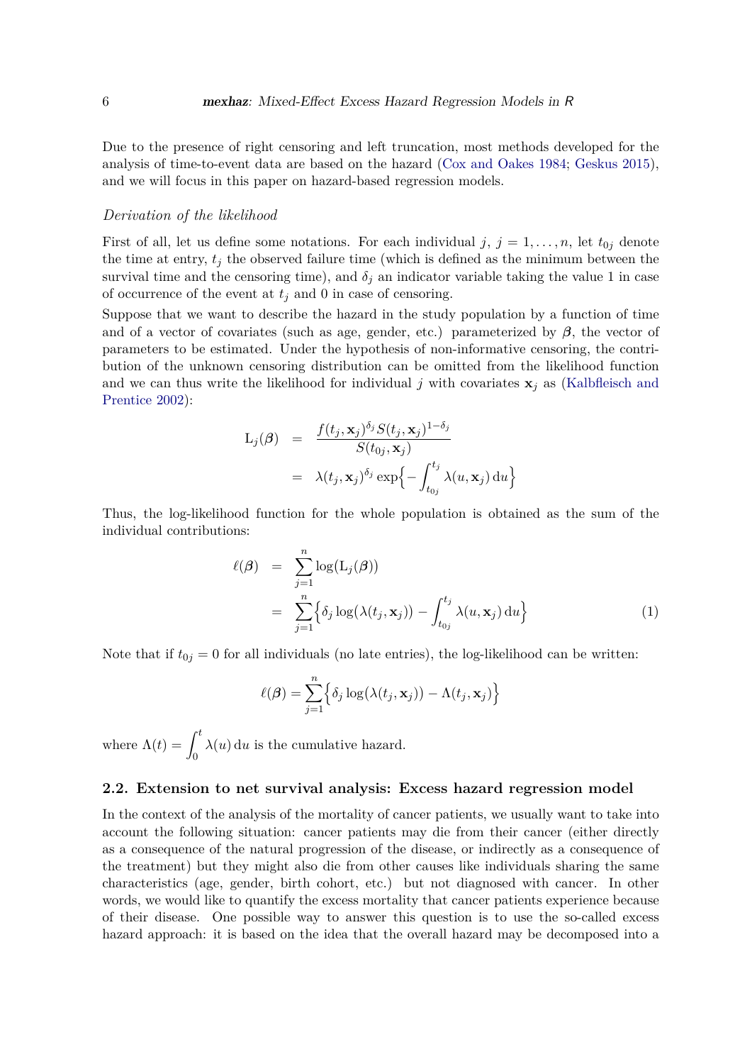Due to the presence of right censoring and left truncation, most methods developed for the analysis of time-to-event data are based on the hazard (Cox and Oakes 1984; Geskus 2015), and we will focus in this paper on hazard-based regression models.

*Derivation of the likelihood*

First of all, let us define some notations. For each individual $j$, $j = 1, \ldots, n$, let $t_{0j}$ denote the time at entry, $t_j$ the observed failure time (which is defined as the minimum between the survival time and the censoring time), and $\delta_j$ an indicator variable taking the value 1 in case of occurrence of the event at $t_j$ and 0 in case of censoring.

Suppose that we want to describe the hazard in the study population by a function of time and of a vector of covariates (such as age, gender, etc.) parameterized by $\boldsymbol{\beta}$, the vector of parameters to be estimated. Under the hypothesis of non-informative censoring, the contribution of the unknown censoring distribution can be omitted from the likelihood function and we can thus write the likelihood for individual $j$ with covariates $\mathbf{x}_j$ as (Kalbfleisch and Prentice 2002):

$$
\begin{aligned}
\mathrm{L}_j(\boldsymbol{\beta}) &= \frac{f(t_j, \mathbf{x}_j)^{\delta_j} S(t_j, \mathbf{x}_j)^{1-\delta_j}}{S(t_{0j}, \mathbf{x}_j)} \\
&= \lambda(t_j, \mathbf{x}_j)^{\delta_j} \exp\Big\{ -\int_{t_{0j}}^{t_j} \lambda(u, \mathbf{x}_j)\, \mathrm{d}u \Big\}
\end{aligned}
$$

Thus, the log-likelihood function for the whole population is obtained as the sum of the individual contributions:

$$
\begin{aligned}
\ell(\boldsymbol{\beta}) &= \sum_{j=1}^{n} \log(\mathrm{L}_j(\boldsymbol{\beta})) \\
&= \sum_{j=1}^{n} \Big\{ \delta_j \log(\lambda(t_j, \mathbf{x}_j)) - \int_{t_{0j}}^{t_j} \lambda(u, \mathbf{x}_j)\, \mathrm{d}u \Big\} \qquad (1)
\end{aligned}
$$

Note that if $t_{0j} = 0$ for all individuals (no late entries), the log-likelihood can be written:

$$
\ell(\boldsymbol{\beta}) = \sum_{j=1}^{n} \Big\{ \delta_j \log(\lambda(t_j, \mathbf{x}_j)) - \Lambda(t_j, \mathbf{x}_j) \Big\}
$$

where $\Lambda(t) = \displaystyle\int_0^t \lambda(u)\, \mathrm{d}u$ is the cumulative hazard.

### 2.2. Extension to net survival analysis: Excess hazard regression model

In the context of the analysis of the mortality of cancer patients, we usually want to take into account the following situation: cancer patients may die from their cancer (either directly as a consequence of the natural progression of the disease, or indirectly as a consequence of the treatment) but they might also die from other causes like individuals sharing the same characteristics (age, gender, birth cohort, etc.) but not diagnosed with cancer. In other words, we would like to quantify the excess mortality that cancer patients experience because of their disease. One possible way to answer this question is to use the so-called excess hazard approach: it is based on the idea that the overall hazard may be decomposed into a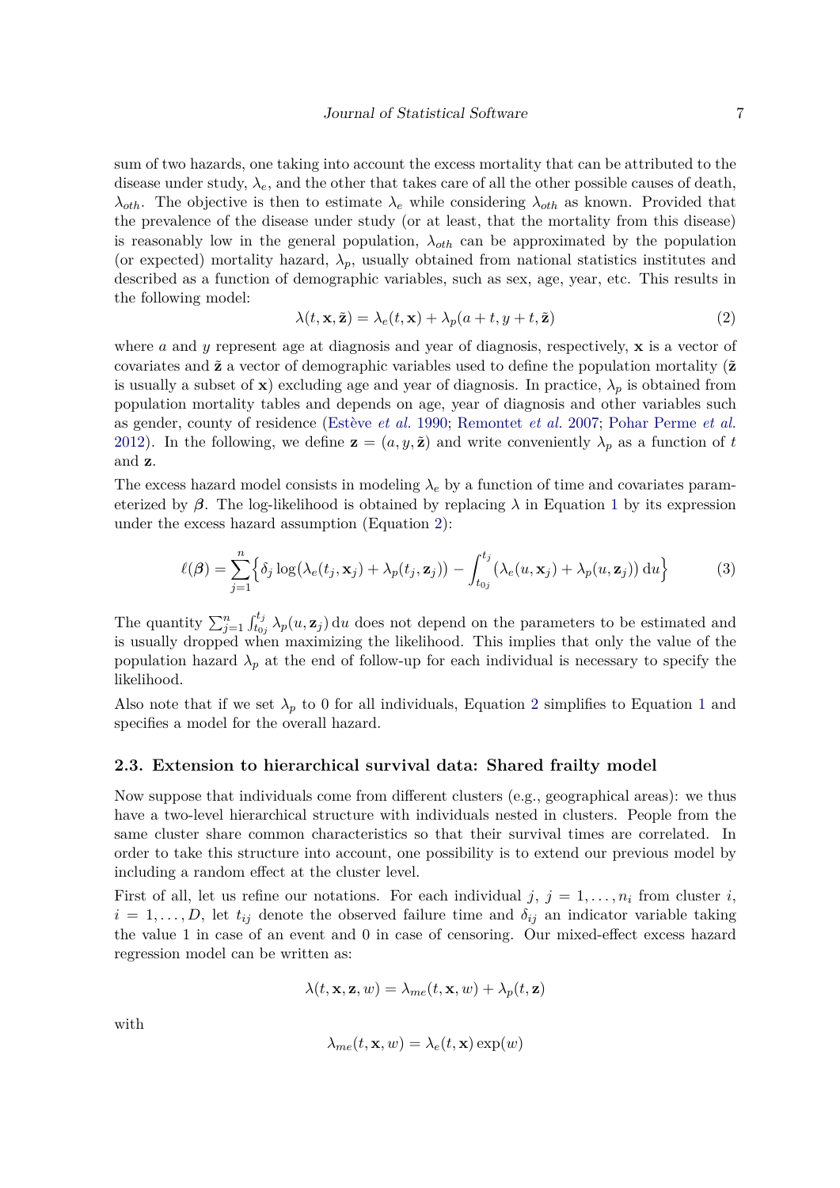sum of two hazards, one taking into account the excess mortality that can be attributed to the disease under study, $\lambda_e$, and the other that takes care of all the other possible causes of death, $\lambda_{oth}$. The objective is then to estimate $\lambda_e$ while considering $\lambda_{oth}$ as known. Provided that the prevalence of the disease under study (or at least, that the mortality from this disease) is reasonably low in the general population, $\lambda_{oth}$ can be approximated by the population (or expected) mortality hazard, $\lambda_p$, usually obtained from national statistics institutes and described as a function of demographic variables, such as sex, age, year, etc. This results in the following model:

$$\lambda(t, \mathbf{x}, \tilde{\mathbf{z}}) = \lambda_e(t, \mathbf{x}) + \lambda_p(a + t, y + t, \tilde{\mathbf{z}}) \tag{2}$$

where $a$ and $y$ represent age at diagnosis and year of diagnosis, respectively, $\mathbf{x}$ is a vector of covariates and $\tilde{\mathbf{z}}$ a vector of demographic variables used to define the population mortality ($\tilde{\mathbf{z}}$ is usually a subset of $\mathbf{x}$) excluding age and year of diagnosis. In practice, $\lambda_p$ is obtained from population mortality tables and depends on age, year of diagnosis and other variables such as gender, county of residence (Estève *et al.* 1990; Remontet *et al.* 2007; Pohar Perme *et al.* 2012). In the following, we define $\mathbf{z} = (a, y, \tilde{\mathbf{z}})$ and write conveniently $\lambda_p$ as a function of $t$ and $\mathbf{z}$.

The excess hazard model consists in modeling $\lambda_e$ by a function of time and covariates parameterized by $\boldsymbol{\beta}$. The log-likelihood is obtained by replacing $\lambda$ in Equation 1 by its expression under the excess hazard assumption (Equation 2):

$$\ell(\boldsymbol{\beta}) = \sum_{j=1}^{n} \Big\{ \delta_j \log\big(\lambda_e(t_j, \mathbf{x}_j) + \lambda_p(t_j, \mathbf{z}_j)\big) - \int_{t_{0j}}^{t_j} \big(\lambda_e(u, \mathbf{x}_j) + \lambda_p(u, \mathbf{z}_j)\big)\, \mathrm{d}u \Big\} \tag{3}$$

The quantity $\sum_{j=1}^{n} \int_{t_{0j}}^{t_j} \lambda_p(u, \mathbf{z}_j)\, \mathrm{d}u$ does not depend on the parameters to be estimated and is usually dropped when maximizing the likelihood. This implies that only the value of the population hazard $\lambda_p$ at the end of follow-up for each individual is necessary to specify the likelihood.

Also note that if we set $\lambda_p$ to 0 for all individuals, Equation 2 simplifies to Equation 1 and specifies a model for the overall hazard.

### 2.3. Extension to hierarchical survival data: Shared frailty model

Now suppose that individuals come from different clusters (e.g., geographical areas): we thus have a two-level hierarchical structure with individuals nested in clusters. People from the same cluster share common characteristics so that their survival times are correlated. In order to take this structure into account, one possibility is to extend our previous model by including a random effect at the cluster level.

First of all, let us refine our notations. For each individual $j$, $j = 1, \ldots, n_i$ from cluster $i$, $i = 1, \ldots, D$, let $t_{ij}$ denote the observed failure time and $\delta_{ij}$ an indicator variable taking the value 1 in case of an event and 0 in case of censoring. Our mixed-effect excess hazard regression model can be written as:

$$\lambda(t, \mathbf{x}, \mathbf{z}, w) = \lambda_{me}(t, \mathbf{x}, w) + \lambda_p(t, \mathbf{z})$$

with

$$\lambda_{me}(t, \mathbf{x}, w) = \lambda_e(t, \mathbf{x}) \exp(w)$$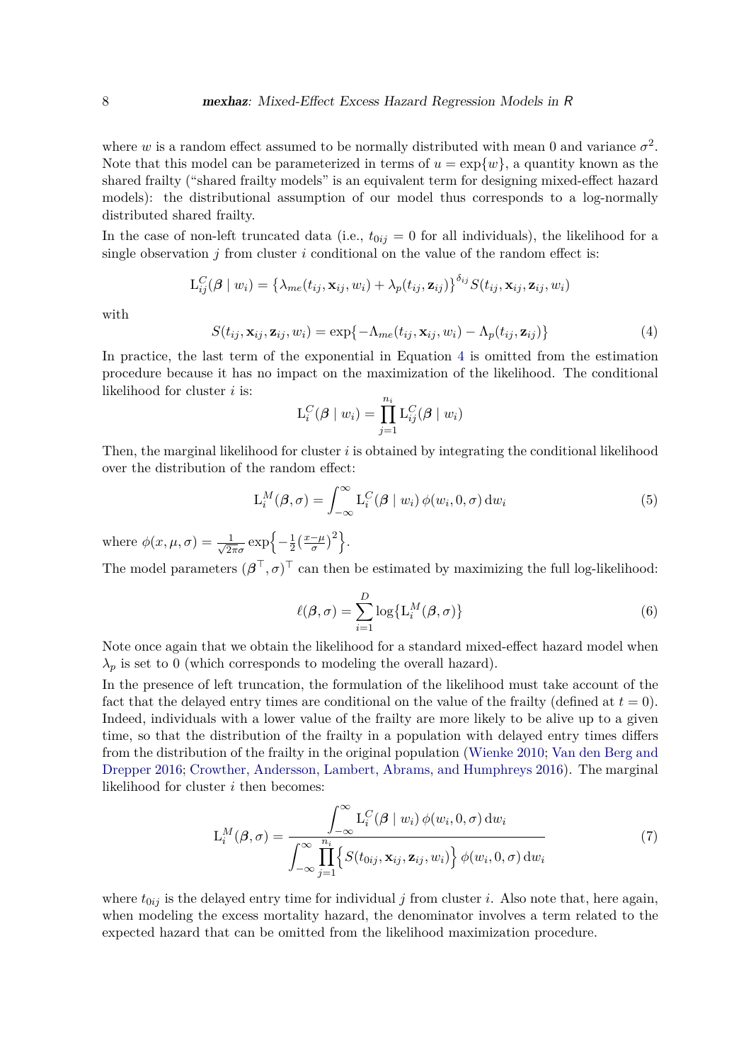where $w$ is a random effect assumed to be normally distributed with mean 0 and variance $\sigma^2$. Note that this model can be parameterized in terms of $u = \exp\{w\}$, a quantity known as the shared frailty ("shared frailty models" is an equivalent term for designing mixed-effect hazard models): the distributional assumption of our model thus corresponds to a log-normally distributed shared frailty.

In the case of non-left truncated data (i.e., $t_{0ij} = 0$ for all individuals), the likelihood for a single observation $j$ from cluster $i$ conditional on the value of the random effect is:

$$\mathrm{L}_{ij}^{C}(\boldsymbol{\beta} \mid w_i) = \left\{\lambda_{me}(t_{ij}, \mathbf{x}_{ij}, w_i) + \lambda_p(t_{ij}, \mathbf{z}_{ij})\right\}^{\delta_{ij}} S(t_{ij}, \mathbf{x}_{ij}, \mathbf{z}_{ij}, w_i)$$

with

$$S(t_{ij}, \mathbf{x}_{ij}, \mathbf{z}_{ij}, w_i) = \exp\{-\Lambda_{me}(t_{ij}, \mathbf{x}_{ij}, w_i) - \Lambda_p(t_{ij}, \mathbf{z}_{ij})\} \tag{4}$$

In practice, the last term of the exponential in Equation 4 is omitted from the estimation procedure because it has no impact on the maximization of the likelihood. The conditional likelihood for cluster $i$ is:

$$\mathrm{L}_{i}^{C}(\boldsymbol{\beta} \mid w_i) = \prod_{j=1}^{n_i} \mathrm{L}_{ij}^{C}(\boldsymbol{\beta} \mid w_i)$$

Then, the marginal likelihood for cluster $i$ is obtained by integrating the conditional likelihood over the distribution of the random effect:

$$\mathrm{L}_{i}^{M}(\boldsymbol{\beta}, \sigma) = \int_{-\infty}^{\infty} \mathrm{L}_{i}^{C}(\boldsymbol{\beta} \mid w_i)\, \phi(w_i, 0, \sigma)\, \mathrm{d}w_i \tag{5}$$

where $\phi(x, \mu, \sigma) = \frac{1}{\sqrt{2\pi}\sigma} \exp\left\{-\frac{1}{2}\left(\frac{x-\mu}{\sigma}\right)^2\right\}$.

The model parameters $(\boldsymbol{\beta}^\top, \sigma)^\top$ can then be estimated by maximizing the full log-likelihood:

$$\ell(\boldsymbol{\beta}, \sigma) = \sum_{i=1}^{D} \log\{\mathrm{L}_{i}^{M}(\boldsymbol{\beta}, \sigma)\} \tag{6}$$

Note once again that we obtain the likelihood for a standard mixed-effect hazard model when $\lambda_p$ is set to 0 (which corresponds to modeling the overall hazard).

In the presence of left truncation, the formulation of the likelihood must take account of the fact that the delayed entry times are conditional on the value of the frailty (defined at $t = 0$). Indeed, individuals with a lower value of the frailty are more likely to be alive up to a given time, so that the distribution of the frailty in a population with delayed entry times differs from the distribution of the frailty in the original population (Wienke 2010; Van den Berg and Drepper 2016; Crowther, Andersson, Lambert, Abrams, and Humphreys 2016). The marginal likelihood for cluster $i$ then becomes:

$$\mathrm{L}_{i}^{M}(\boldsymbol{\beta}, \sigma) = \frac{\displaystyle\int_{-\infty}^{\infty} \mathrm{L}_{i}^{C}(\boldsymbol{\beta} \mid w_i)\, \phi(w_i, 0, \sigma)\, \mathrm{d}w_i}{\displaystyle\int_{-\infty}^{\infty} \prod_{j=1}^{n_i} \left\{ S(t_{0ij}, \mathbf{x}_{ij}, \mathbf{z}_{ij}, w_i) \right\} \phi(w_i, 0, \sigma)\, \mathrm{d}w_i} \tag{7}$$

where $t_{0ij}$ is the delayed entry time for individual $j$ from cluster $i$. Also note that, here again, when modeling the excess mortality hazard, the denominator involves a term related to the expected hazard that can be omitted from the likelihood maximization procedure.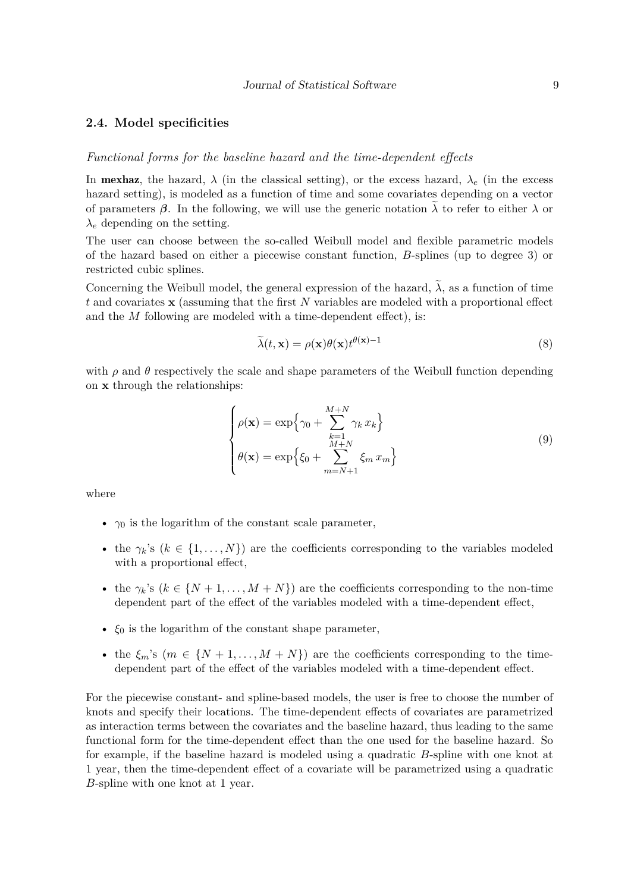## 2.4. Model specificities

*Functional forms for the baseline hazard and the time-dependent effects*

In **mexhaz**, the hazard, $\lambda$ (in the classical setting), or the excess hazard, $\lambda_e$ (in the excess hazard setting), is modeled as a function of time and some covariates depending on a vector of parameters $\boldsymbol{\beta}$. In the following, we will use the generic notation $\widetilde{\lambda}$ to refer to either $\lambda$ or $\lambda_e$ depending on the setting.

The user can choose between the so-called Weibull model and flexible parametric models of the hazard based on either a piecewise constant function, $B$-splines (up to degree 3) or restricted cubic splines.

Concerning the Weibull model, the general expression of the hazard, $\widetilde{\lambda}$, as a function of time $t$ and covariates $\mathbf{x}$ (assuming that the first $N$ variables are modeled with a proportional effect and the $M$ following are modeled with a time-dependent effect), is:

$$\widetilde{\lambda}(t, \mathbf{x}) = \rho(\mathbf{x})\theta(\mathbf{x})t^{\theta(\mathbf{x})-1} \tag{8}$$

with $\rho$ and $\theta$ respectively the scale and shape parameters of the Weibull function depending on $\mathbf{x}$ through the relationships:

$$\begin{cases} \rho(\mathbf{x}) = \exp\Big\{\gamma_0 + \displaystyle\sum_{k=1}^{M+N} \gamma_k \, x_k\Big\} \\ \theta(\mathbf{x}) = \exp\Big\{\xi_0 + \displaystyle\sum_{m=N+1}^{M+N} \xi_m \, x_m\Big\} \end{cases} \tag{9}$$

where

- $\gamma_0$ is the logarithm of the constant scale parameter,
- the $\gamma_k$'s ($k \in \{1, \ldots, N\}$) are the coefficients corresponding to the variables modeled with a proportional effect,
- the $\gamma_k$'s ($k \in \{N+1, \ldots, M+N\}$) are the coefficients corresponding to the non-time dependent part of the effect of the variables modeled with a time-dependent effect,
- $\xi_0$ is the logarithm of the constant shape parameter,
- the $\xi_m$'s ($m \in \{N+1, \ldots, M+N\}$) are the coefficients corresponding to the time-dependent part of the effect of the variables modeled with a time-dependent effect.

For the piecewise constant- and spline-based models, the user is free to choose the number of knots and specify their locations. The time-dependent effects of covariates are parametrized as interaction terms between the covariates and the baseline hazard, thus leading to the same functional form for the time-dependent effect than the one used for the baseline hazard. So for example, if the baseline hazard is modeled using a quadratic $B$-spline with one knot at 1 year, then the time-dependent effect of a covariate will be parametrized using a quadratic $B$-spline with one knot at 1 year.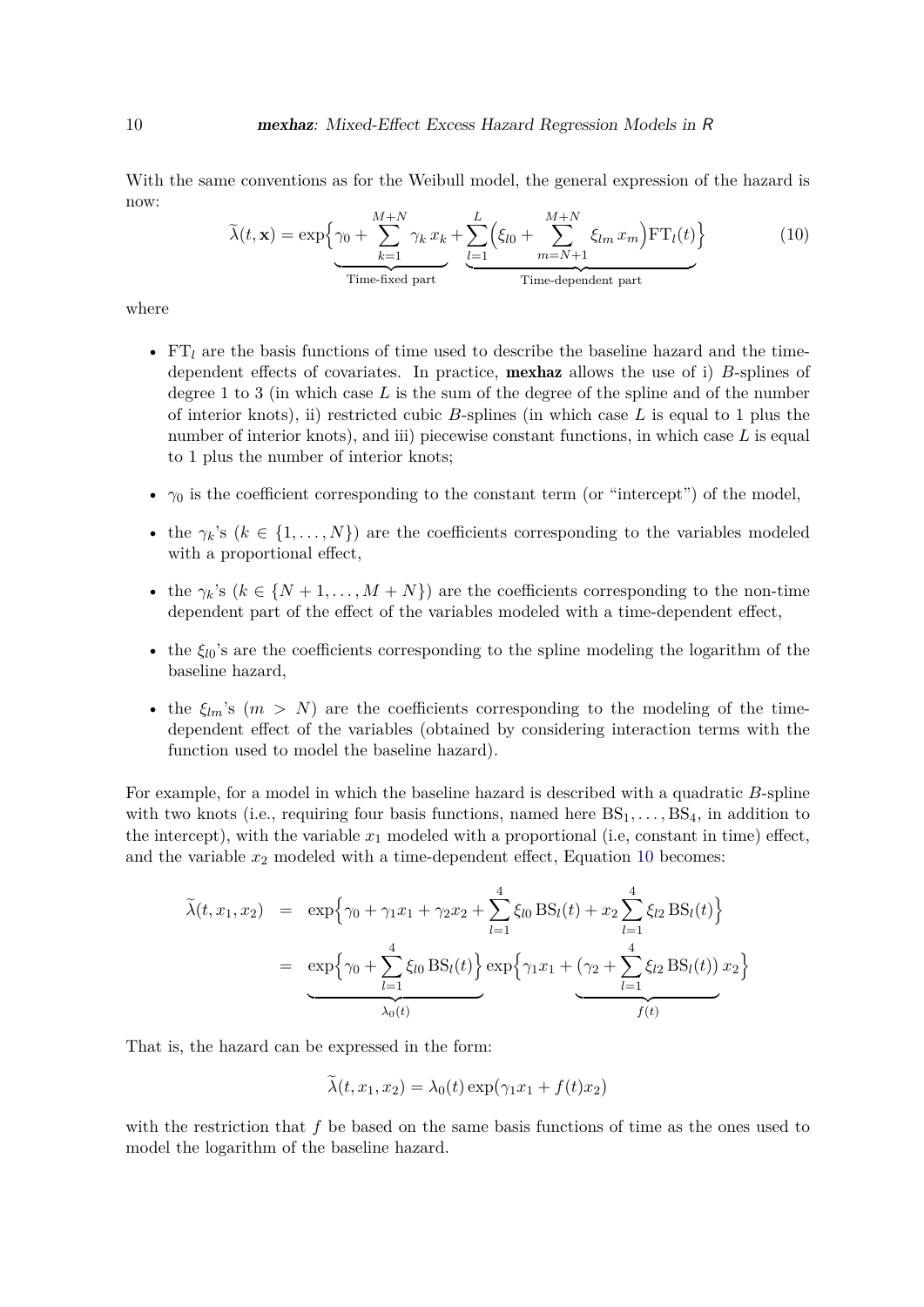With the same conventions as for the Weibull model, the general expression of the hazard is now:

$$\widetilde{\lambda}(t, \mathbf{x}) = \exp\Big\{ \underbrace{\gamma_0 + \sum_{k=1}^{M+N} \gamma_k \, x_k}_{\text{Time-fixed part}} + \underbrace{\sum_{l=1}^{L} \Big( \xi_{l0} + \sum_{m=N+1}^{M+N} \xi_{lm} \, x_m \Big) \mathrm{FT}_l(t)}_{\text{Time-dependent part}} \Big\} \tag{10}$$

where

- $\mathrm{FT}_l$ are the basis functions of time used to describe the baseline hazard and the time-dependent effects of covariates. In practice, **mexhaz** allows the use of i) $B$-splines of degree 1 to 3 (in which case $L$ is the sum of the degree of the spline and of the number of interior knots), ii) restricted cubic $B$-splines (in which case $L$ is equal to 1 plus the number of interior knots), and iii) piecewise constant functions, in which case $L$ is equal to 1 plus the number of interior knots;
- $\gamma_0$ is the coefficient corresponding to the constant term (or "intercept") of the model,
- the $\gamma_k$'s ($k \in \{1, \ldots, N\}$) are the coefficients corresponding to the variables modeled with a proportional effect,
- the $\gamma_k$'s ($k \in \{N+1, \ldots, M+N\}$) are the coefficients corresponding to the non-time dependent part of the effect of the variables modeled with a time-dependent effect,
- the $\xi_{l0}$'s are the coefficients corresponding to the spline modeling the logarithm of the baseline hazard,
- the $\xi_{lm}$'s ($m > N$) are the coefficients corresponding to the modeling of the time-dependent effect of the variables (obtained by considering interaction terms with the function used to model the baseline hazard).

For example, for a model in which the baseline hazard is described with a quadratic $B$-spline with two knots (i.e., requiring four basis functions, named here $\mathrm{BS}_1, \ldots, \mathrm{BS}_4$, in addition to the intercept), with the variable $x_1$ modeled with a proportional (i.e, constant in time) effect, and the variable $x_2$ modeled with a time-dependent effect, Equation 10 becomes:

$$\begin{aligned}
\widetilde{\lambda}(t, x_1, x_2) &= \exp\Big\{ \gamma_0 + \gamma_1 x_1 + \gamma_2 x_2 + \sum_{l=1}^{4} \xi_{l0} \, \mathrm{BS}_l(t) + x_2 \sum_{l=1}^{4} \xi_{l2} \, \mathrm{BS}_l(t) \Big\} \\
&= \underbrace{\exp\Big\{ \gamma_0 + \sum_{l=1}^{4} \xi_{l0} \, \mathrm{BS}_l(t) \Big\}}_{\lambda_0(t)} \exp\Big\{ \gamma_1 x_1 + \underbrace{\big(\gamma_2 + \sum_{l=1}^{4} \xi_{l2} \, \mathrm{BS}_l(t)\big)}_{f(t)} x_2 \Big\}
\end{aligned}$$

That is, the hazard can be expressed in the form:

$$\widetilde{\lambda}(t, x_1, x_2) = \lambda_0(t) \exp(\gamma_1 x_1 + f(t) x_2)$$

with the restriction that $f$ be based on the same basis functions of time as the ones used to model the logarithm of the baseline hazard.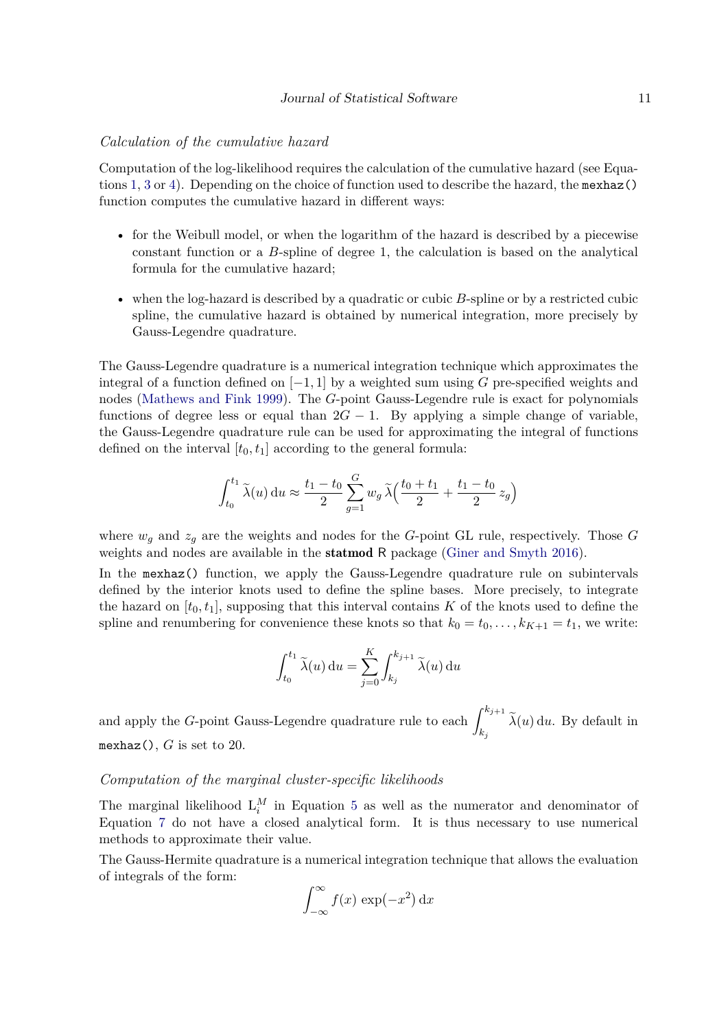*Calculation of the cumulative hazard*

Computation of the log-likelihood requires the calculation of the cumulative hazard (see Equations 1, 3 or 4). Depending on the choice of function used to describe the hazard, the `mexhaz()` function computes the cumulative hazard in different ways:

- for the Weibull model, or when the logarithm of the hazard is described by a piecewise constant function or a $B$-spline of degree 1, the calculation is based on the analytical formula for the cumulative hazard;
- when the log-hazard is described by a quadratic or cubic $B$-spline or by a restricted cubic spline, the cumulative hazard is obtained by numerical integration, more precisely by Gauss-Legendre quadrature.

The Gauss-Legendre quadrature is a numerical integration technique which approximates the integral of a function defined on $[-1, 1]$ by a weighted sum using $G$ pre-specified weights and nodes (Mathews and Fink 1999). The $G$-point Gauss-Legendre rule is exact for polynomials functions of degree less or equal than $2G - 1$. By applying a simple change of variable, the Gauss-Legendre quadrature rule can be used for approximating the integral of functions defined on the interval $[t_0, t_1]$ according to the general formula:

$$\int_{t_0}^{t_1} \widetilde{\lambda}(u)\,\mathrm{d}u \approx \frac{t_1 - t_0}{2} \sum_{g=1}^{G} w_g\, \widetilde{\lambda}\Big(\frac{t_0 + t_1}{2} + \frac{t_1 - t_0}{2}\, z_g\Big)$$

where $w_g$ and $z_g$ are the weights and nodes for the $G$-point GL rule, respectively. Those $G$ weights and nodes are available in the **statmod** R package (Giner and Smyth 2016).

In the `mexhaz()` function, we apply the Gauss-Legendre quadrature rule on subintervals defined by the interior knots used to define the spline bases. More precisely, to integrate the hazard on $[t_0, t_1]$, supposing that this interval contains $K$ of the knots used to define the spline and renumbering for convenience these knots so that $k_0 = t_0, \ldots, k_{K+1} = t_1$, we write:

$$\int_{t_0}^{t_1} \widetilde{\lambda}(u)\,\mathrm{d}u = \sum_{j=0}^{K} \int_{k_j}^{k_{j+1}} \widetilde{\lambda}(u)\,\mathrm{d}u$$

and apply the $G$-point Gauss-Legendre quadrature rule to each $\displaystyle\int_{k_j}^{k_{j+1}} \widetilde{\lambda}(u)\,\mathrm{d}u$. By default in `mexhaz()`, $G$ is set to 20.

*Computation of the marginal cluster-specific likelihoods*

The marginal likelihood $\mathrm{L}_i^M$ in Equation 5 as well as the numerator and denominator of Equation 7 do not have a closed analytical form. It is thus necessary to use numerical methods to approximate their value.

The Gauss-Hermite quadrature is a numerical integration technique that allows the evaluation of integrals of the form:

$$\int_{-\infty}^{\infty} f(x)\, \exp(-x^2)\,\mathrm{d}x$$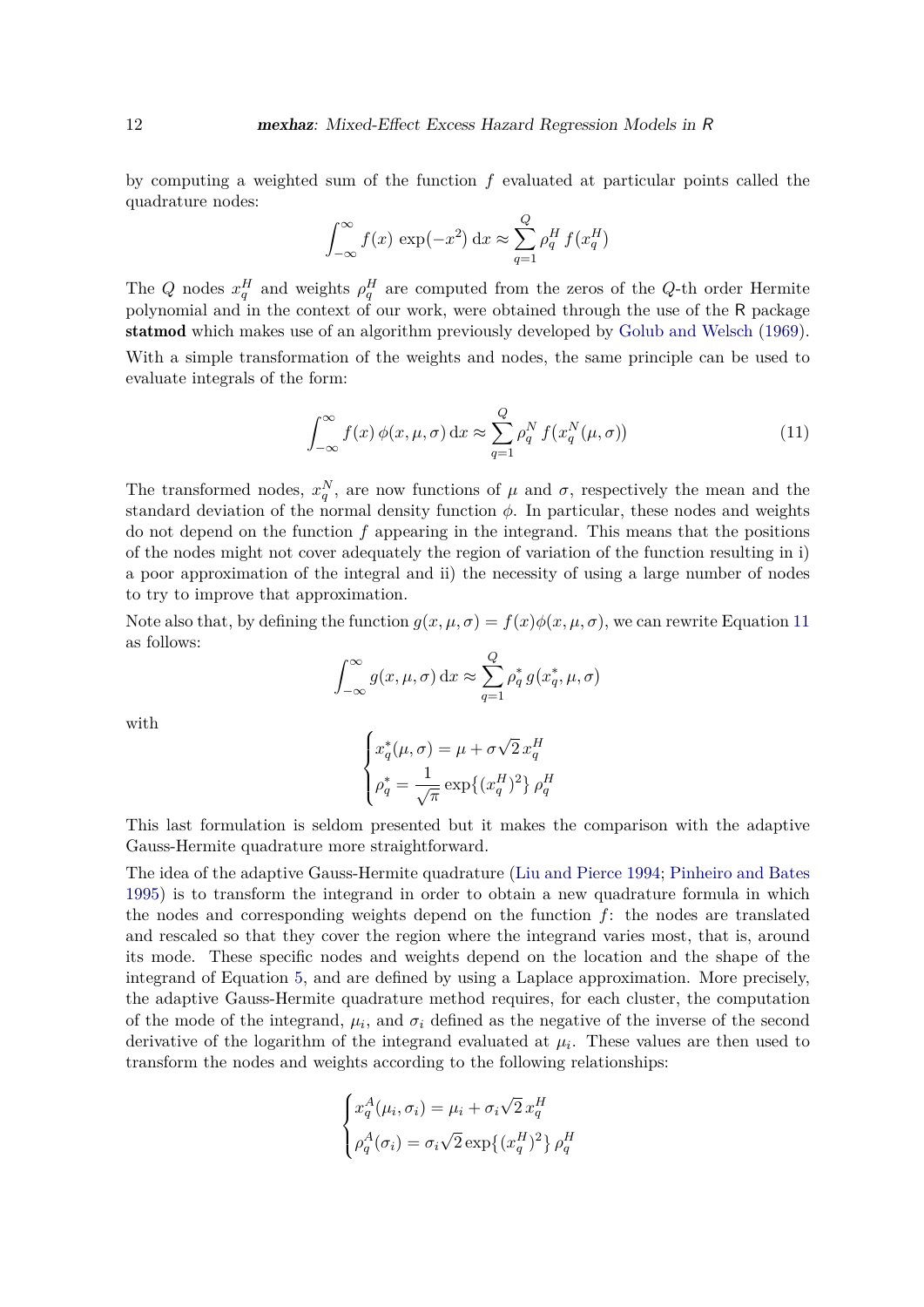by computing a weighted sum of the function $f$ evaluated at particular points called the quadrature nodes:

$$\int_{-\infty}^{\infty} f(x)\,\exp(-x^2)\,\mathrm{d}x \approx \sum_{q=1}^{Q} \rho_q^H\, f(x_q^H)$$

The $Q$ nodes $x_q^H$ and weights $\rho_q^H$ are computed from the zeros of the $Q$-th order Hermite polynomial and in the context of our work, were obtained through the use of the R package **statmod** which makes use of an algorithm previously developed by Golub and Welsch (1969). With a simple transformation of the weights and nodes, the same principle can be used to evaluate integrals of the form:

$$\int_{-\infty}^{\infty} f(x)\,\phi(x,\mu,\sigma)\,\mathrm{d}x \approx \sum_{q=1}^{Q} \rho_q^N\, f(x_q^N(\mu,\sigma)) \tag{11}$$

The transformed nodes, $x_q^N$, are now functions of $\mu$ and $\sigma$, respectively the mean and the standard deviation of the normal density function $\phi$. In particular, these nodes and weights do not depend on the function $f$ appearing in the integrand. This means that the positions of the nodes might not cover adequately the region of variation of the function resulting in i) a poor approximation of the integral and ii) the necessity of using a large number of nodes to try to improve that approximation.

Note also that, by defining the function $g(x,\mu,\sigma) = f(x)\phi(x,\mu,\sigma)$, we can rewrite Equation 11 as follows:

$$\int_{-\infty}^{\infty} g(x,\mu,\sigma)\,\mathrm{d}x \approx \sum_{q=1}^{Q} \rho_q^*\, g(x_q^*,\mu,\sigma)$$

with

$$\begin{cases} x_q^*(\mu,\sigma) = \mu + \sigma\sqrt{2}\,x_q^H \\ \rho_q^* = \dfrac{1}{\sqrt{\pi}}\exp\{(x_q^H)^2\}\,\rho_q^H \end{cases}$$

This last formulation is seldom presented but it makes the comparison with the adaptive Gauss-Hermite quadrature more straightforward.

The idea of the adaptive Gauss-Hermite quadrature (Liu and Pierce 1994; Pinheiro and Bates 1995) is to transform the integrand in order to obtain a new quadrature formula in which the nodes and corresponding weights depend on the function $f$: the nodes are translated and rescaled so that they cover the region where the integrand varies most, that is, around its mode. These specific nodes and weights depend on the location and the shape of the integrand of Equation 5, and are defined by using a Laplace approximation. More precisely, the adaptive Gauss-Hermite quadrature method requires, for each cluster, the computation of the mode of the integrand, $\mu_i$, and $\sigma_i$ defined as the negative of the inverse of the second derivative of the logarithm of the integrand evaluated at $\mu_i$. These values are then used to transform the nodes and weights according to the following relationships:

$$\begin{cases} x_q^A(\mu_i,\sigma_i) = \mu_i + \sigma_i\sqrt{2}\,x_q^H \\ \rho_q^A(\sigma_i) = \sigma_i\sqrt{2}\exp\{(x_q^H)^2\}\,\rho_q^H \end{cases}$$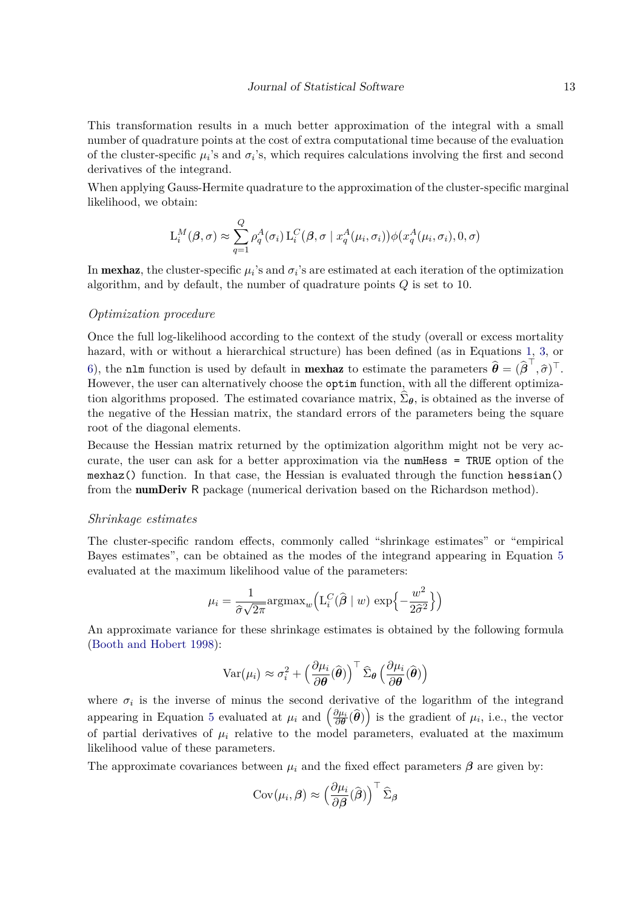This transformation results in a much better approximation of the integral with a small number of quadrature points at the cost of extra computational time because of the evaluation of the cluster-specific $\mu_i$'s and $\sigma_i$'s, which requires calculations involving the first and second derivatives of the integrand.

When applying Gauss-Hermite quadrature to the approximation of the cluster-specific marginal likelihood, we obtain:

$$\mathrm{L}_i^M(\boldsymbol{\beta}, \sigma) \approx \sum_{q=1}^{Q} \rho_q^A(\sigma_i)\, \mathrm{L}_i^C(\boldsymbol{\beta}, \sigma \mid x_q^A(\mu_i, \sigma_i)) \phi(x_q^A(\mu_i, \sigma_i), 0, \sigma)$$

In **mexhaz**, the cluster-specific $\mu_i$'s and $\sigma_i$'s are estimated at each iteration of the optimization algorithm, and by default, the number of quadrature points $Q$ is set to 10.

### *Optimization procedure*

Once the full log-likelihood according to the context of the study (overall or excess mortality hazard, with or without a hierarchical structure) has been defined (as in Equations 1, 3, or 6), the `nlm` function is used by default in **mexhaz** to estimate the parameters $\widehat{\boldsymbol{\theta}} = (\widehat{\boldsymbol{\beta}}^\top, \widehat{\sigma})^\top$. However, the user can alternatively choose the `optim` function, with all the different optimization algorithms proposed. The estimated covariance matrix, $\widehat{\Sigma}_{\boldsymbol{\theta}}$, is obtained as the inverse of the negative of the Hessian matrix, the standard errors of the parameters being the square root of the diagonal elements.

Because the Hessian matrix returned by the optimization algorithm might not be very accurate, the user can ask for a better approximation via the `numHess = TRUE` option of the `mexhaz()` function. In that case, the Hessian is evaluated through the function `hessian()` from the **numDeriv** R package (numerical derivation based on the Richardson method).

### *Shrinkage estimates*

The cluster-specific random effects, commonly called "shrinkage estimates" or "empirical Bayes estimates", can be obtained as the modes of the integrand appearing in Equation 5 evaluated at the maximum likelihood value of the parameters:

$$\mu_i = \frac{1}{\widehat{\sigma}\sqrt{2\pi}} \mathrm{argmax}_w \Big( \mathrm{L}_i^C(\widehat{\boldsymbol{\beta}} \mid w) \exp\Big\{ -\frac{w^2}{2\widehat{\sigma}^2} \Big\} \Big)$$

An approximate variance for these shrinkage estimates is obtained by the following formula (Booth and Hobert 1998):

$$\mathrm{Var}(\mu_i) \approx \sigma_i^2 + \Big( \frac{\partial \mu_i}{\partial \boldsymbol{\theta}}(\widehat{\boldsymbol{\theta}}) \Big)^\top \widehat{\Sigma}_{\boldsymbol{\theta}} \Big( \frac{\partial \mu_i}{\partial \boldsymbol{\theta}}(\widehat{\boldsymbol{\theta}}) \Big)$$

where $\sigma_i$ is the inverse of minus the second derivative of the logarithm of the integrand appearing in Equation 5 evaluated at $\mu_i$ and $\Big( \frac{\partial \mu_i}{\partial \boldsymbol{\theta}}(\widehat{\boldsymbol{\theta}}) \Big)$ is the gradient of $\mu_i$, i.e., the vector of partial derivatives of $\mu_i$ relative to the model parameters, evaluated at the maximum likelihood value of these parameters.

The approximate covariances between $\mu_i$ and the fixed effect parameters $\boldsymbol{\beta}$ are given by:

$$\mathrm{Cov}(\mu_i, \boldsymbol{\beta}) \approx \Big( \frac{\partial \mu_i}{\partial \boldsymbol{\beta}}(\widehat{\boldsymbol{\beta}}) \Big)^\top \widehat{\Sigma}_{\boldsymbol{\beta}}$$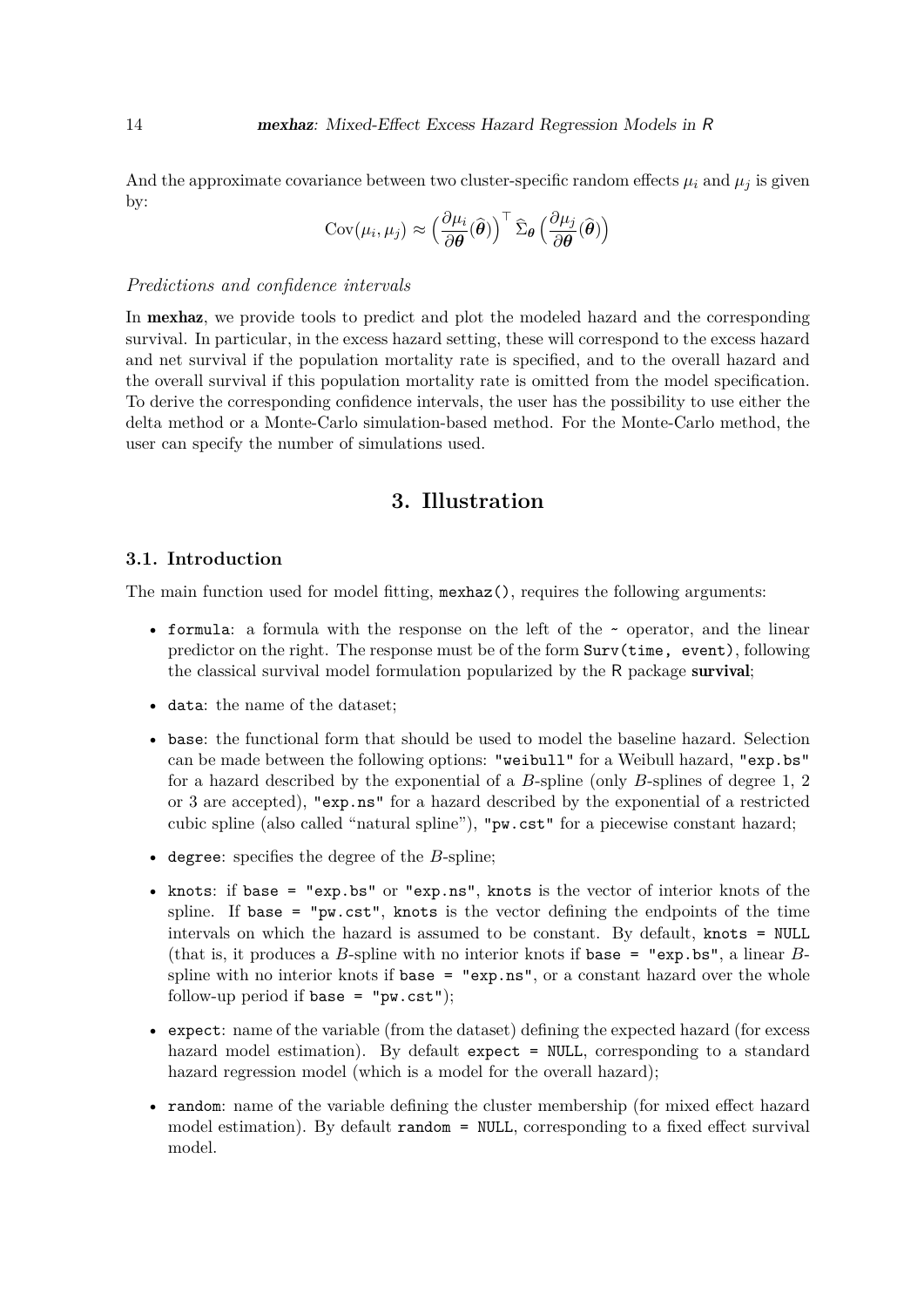And the approximate covariance between two cluster-specific random effects $\mu_i$ and $\mu_j$ is given by:

$$\mathrm{Cov}(\mu_i, \mu_j) \approx \Big(\frac{\partial \mu_i}{\partial \boldsymbol{\theta}}(\widehat{\boldsymbol{\theta}})\Big)^\top \widehat{\Sigma}_{\boldsymbol{\theta}} \Big(\frac{\partial \mu_j}{\partial \boldsymbol{\theta}}(\widehat{\boldsymbol{\theta}})\Big)$$

*Predictions and confidence intervals*

In **mexhaz**, we provide tools to predict and plot the modeled hazard and the corresponding survival. In particular, in the excess hazard setting, these will correspond to the excess hazard and net survival if the population mortality rate is specified, and to the overall hazard and the overall survival if this population mortality rate is omitted from the model specification. To derive the corresponding confidence intervals, the user has the possibility to use either the delta method or a Monte-Carlo simulation-based method. For the Monte-Carlo method, the user can specify the number of simulations used.

## 3. Illustration

### 3.1. Introduction

The main function used for model fitting, `mexhaz()`, requires the following arguments:

- `formula`: a formula with the response on the left of the `~` operator, and the linear predictor on the right. The response must be of the form `Surv(time, event)`, following the classical survival model formulation popularized by the R package **survival**;
- `data`: the name of the dataset;
- `base`: the functional form that should be used to model the baseline hazard. Selection can be made between the following options: `"weibull"` for a Weibull hazard, `"exp.bs"` for a hazard described by the exponential of a *B*-spline (only *B*-splines of degree 1, 2 or 3 are accepted), `"exp.ns"` for a hazard described by the exponential of a restricted cubic spline (also called "natural spline"), `"pw.cst"` for a piecewise constant hazard;
- `degree`: specifies the degree of the *B*-spline;
- `knots`: if `base = "exp.bs"` or `"exp.ns"`, `knots` is the vector of interior knots of the spline. If `base = "pw.cst"`, `knots` is the vector defining the endpoints of the time intervals on which the hazard is assumed to be constant. By default, `knots = NULL` (that is, it produces a *B*-spline with no interior knots if `base = "exp.bs"`, a linear *B*-spline with no interior knots if `base = "exp.ns"`, or a constant hazard over the whole follow-up period if `base = "pw.cst"`);
- `expect`: name of the variable (from the dataset) defining the expected hazard (for excess hazard model estimation). By default `expect = NULL`, corresponding to a standard hazard regression model (which is a model for the overall hazard);
- `random`: name of the variable defining the cluster membership (for mixed effect hazard model estimation). By default `random = NULL`, corresponding to a fixed effect survival model.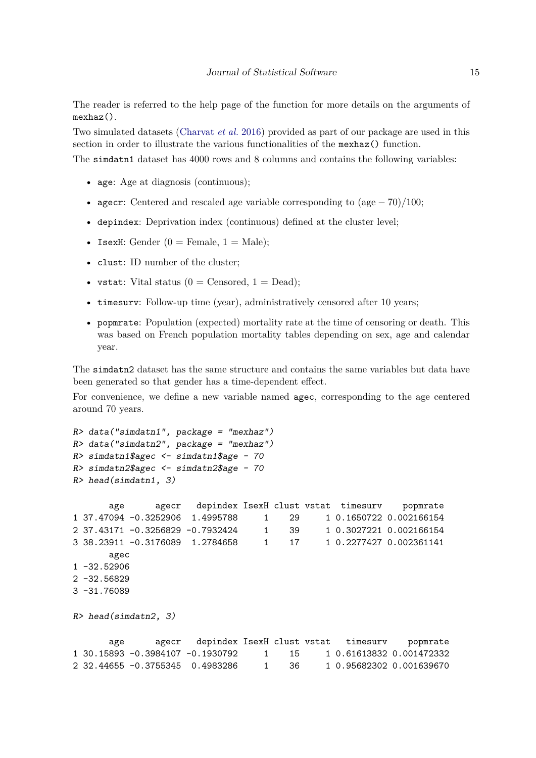The reader is referred to the help page of the function for more details on the arguments of `mexhaz()`.

Two simulated datasets (Charvat *et al.* 2016) provided as part of our package are used in this section in order to illustrate the various functionalities of the `mexhaz()` function.

The `simdatn1` dataset has 4000 rows and 8 columns and contains the following variables:

- `age`: Age at diagnosis (continuous);
- `agecr`: Centered and rescaled age variable corresponding to $(\text{age} - 70)/100$;
- `depindex`: Deprivation index (continuous) defined at the cluster level;
- `IsexH`: Gender (0 = Female, 1 = Male);
- `clust`: ID number of the cluster;
- `vstat`: Vital status (0 = Censored, 1 = Dead);
- `timesurv`: Follow-up time (year), administratively censored after 10 years;
- `popmrate`: Population (expected) mortality rate at the time of censoring or death. This was based on French population mortality tables depending on sex, age and calendar year.

The `simdatn2` dataset has the same structure and contains the same variables but data have been generated so that gender has a time-dependent effect.

For convenience, we define a new variable named `agec`, corresponding to the age centered around 70 years.

```
R> data("simdatn1", package = "mexhaz")
R> data("simdatn2", package = "mexhaz")
R> simdatn1$agec <- simdatn1$age - 70
R> simdatn2$agec <- simdatn2$age - 70
R> head(simdatn1, 3)

       age      agecr   depindex IsexH clust vstat  timesurv    popmrate
1 37.47094 -0.3252906  1.4995788     1    29     1 0.1650722 0.002166154
2 37.43171 -0.3256829 -0.7932424     1    39     1 0.3027221 0.002166154
3 38.23911 -0.3176089  1.2784658     1    17     1 0.2277427 0.002361141
       agec
1 -32.52906
2 -32.56829
3 -31.76089

R> head(simdatn2, 3)

       age      agecr   depindex IsexH clust vstat   timesurv    popmrate
1 30.15893 -0.3984107 -0.1930792     1    15     1 0.61613832 0.001472332
2 32.44655 -0.3755345  0.4983286     1    36     1 0.95682302 0.001639670
```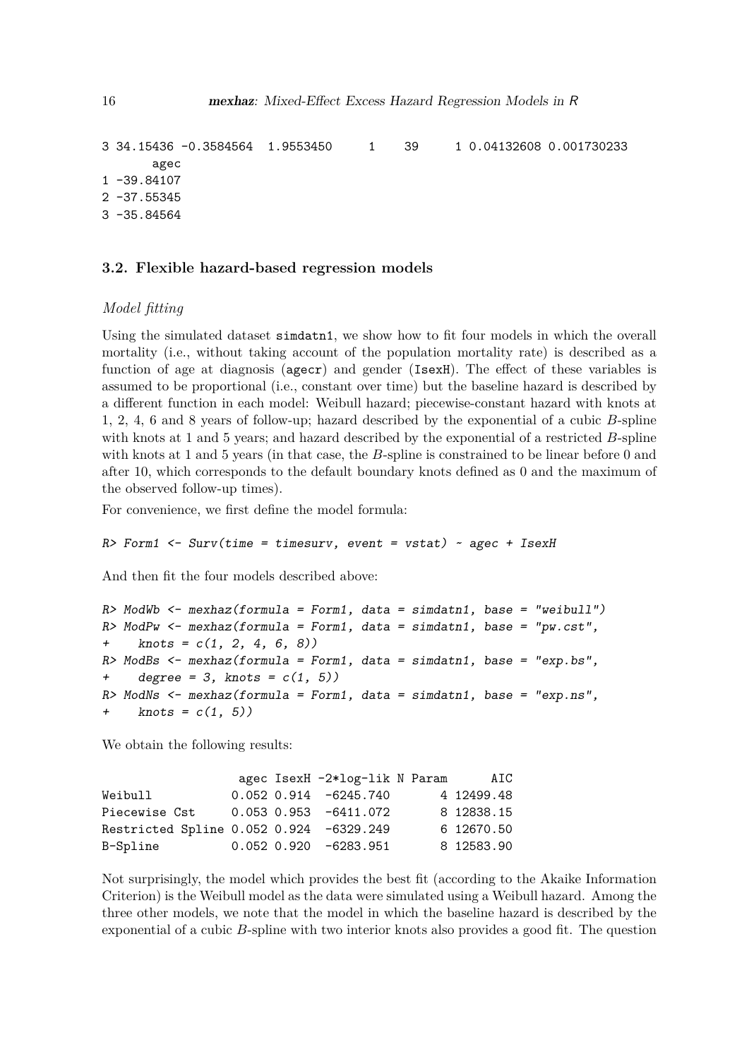```
3 34.15436 -0.3584564  1.9553450     1    39     1 0.04132608 0.001730233
       agec
1 -39.84107
2 -37.55345
3 -35.84564
```

### 3.2. Flexible hazard-based regression models

*Model fitting*

Using the simulated dataset simdatn1, we show how to fit four models in which the overall mortality (i.e., without taking account of the population mortality rate) is described as a function of age at diagnosis (agecr) and gender (IsexH). The effect of these variables is assumed to be proportional (i.e., constant over time) but the baseline hazard is described by a different function in each model: Weibull hazard; piecewise-constant hazard with knots at 1, 2, 4, 6 and 8 years of follow-up; hazard described by the exponential of a cubic $B$-spline with knots at 1 and 5 years; and hazard described by the exponential of a restricted $B$-spline with knots at 1 and 5 years (in that case, the $B$-spline is constrained to be linear before 0 and after 10, which corresponds to the default boundary knots defined as 0 and the maximum of the observed follow-up times).

For convenience, we first define the model formula:

```
R> Form1 <- Surv(time = timesurv, event = vstat) ~ agec + IsexH
```

And then fit the four models described above:

```
R> ModWb <- mexhaz(formula = Form1, data = simdatn1, base = "weibull")
R> ModPw <- mexhaz(formula = Form1, data = simdatn1, base = "pw.cst",
+    knots = c(1, 2, 4, 6, 8))
R> ModBs <- mexhaz(formula = Form1, data = simdatn1, base = "exp.bs",
+    degree = 3, knots = c(1, 5))
R> ModNs <- mexhaz(formula = Form1, data = simdatn1, base = "exp.ns",
+    knots = c(1, 5))
```

We obtain the following results:

```
                  agec IsexH -2*log-lik N Param      AIC
Weibull          0.052 0.914  -6245.740       4 12499.48
Piecewise Cst    0.053 0.953  -6411.072       8 12838.15
Restricted Spline 0.052 0.924  -6329.249       6 12670.50
B-Spline         0.052 0.920  -6283.951       8 12583.90
```

Not surprisingly, the model which provides the best fit (according to the Akaike Information Criterion) is the Weibull model as the data were simulated using a Weibull hazard. Among the three other models, we note that the model in which the baseline hazard is described by the exponential of a cubic $B$-spline with two interior knots also provides a good fit. The question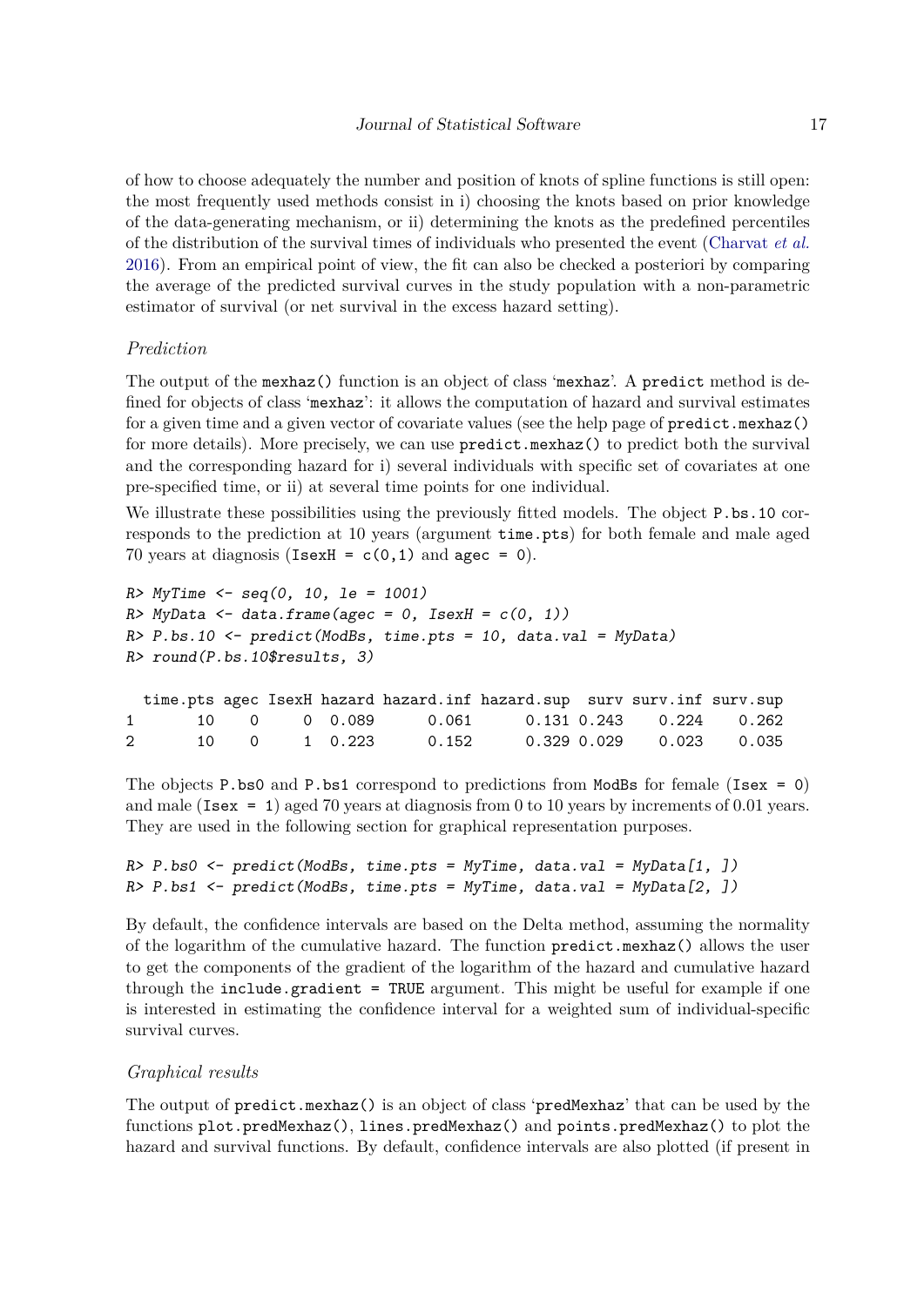of how to choose adequately the number and position of knots of spline functions is still open: the most frequently used methods consist in i) choosing the knots based on prior knowledge of the data-generating mechanism, or ii) determining the knots as the predefined percentiles of the distribution of the survival times of individuals who presented the event (Charvat *et al.* 2016). From an empirical point of view, the fit can also be checked a posteriori by comparing the average of the predicted survival curves in the study population with a non-parametric estimator of survival (or net survival in the excess hazard setting).

### *Prediction*

The output of the `mexhaz()` function is an object of class '`mexhaz`'. A `predict` method is defined for objects of class '`mexhaz`': it allows the computation of hazard and survival estimates for a given time and a given vector of covariate values (see the help page of `predict.mexhaz()` for more details). More precisely, we can use `predict.mexhaz()` to predict both the survival and the corresponding hazard for i) several individuals with specific set of covariates at one pre-specified time, or ii) at several time points for one individual.

We illustrate these possibilities using the previously fitted models. The object `P.bs.10` corresponds to the prediction at 10 years (argument `time.pts`) for both female and male aged 70 years at diagnosis (`IsexH = c(0,1)` and `agec = 0`).

```
R> MyTime <- seq(0, 10, le = 1001)
R> MyData <- data.frame(agec = 0, IsexH = c(0, 1))
R> P.bs.10 <- predict(ModBs, time.pts = 10, data.val = MyData)
R> round(P.bs.10$results, 3)

  time.pts agec IsexH hazard hazard.inf hazard.sup  surv surv.inf surv.sup
1       10    0     0  0.089      0.061      0.131 0.243    0.224    0.262
2       10    0     1  0.223      0.152      0.329 0.029    0.023    0.035
```

The objects `P.bs0` and `P.bs1` correspond to predictions from `ModBs` for female (`Isex = 0`) and male (`Isex = 1`) aged 70 years at diagnosis from 0 to 10 years by increments of 0.01 years. They are used in the following section for graphical representation purposes.

```
R> P.bs0 <- predict(ModBs, time.pts = MyTime, data.val = MyData[1, ])
R> P.bs1 <- predict(ModBs, time.pts = MyTime, data.val = MyData[2, ])
```

By default, the confidence intervals are based on the Delta method, assuming the normality of the logarithm of the cumulative hazard. The function `predict.mexhaz()` allows the user to get the components of the gradient of the logarithm of the hazard and cumulative hazard through the `include.gradient = TRUE` argument. This might be useful for example if one is interested in estimating the confidence interval for a weighted sum of individual-specific survival curves.

### *Graphical results*

The output of `predict.mexhaz()` is an object of class '`predMexhaz`' that can be used by the functions `plot.predMexhaz()`, `lines.predMexhaz()` and `points.predMexhaz()` to plot the hazard and survival functions. By default, confidence intervals are also plotted (if present in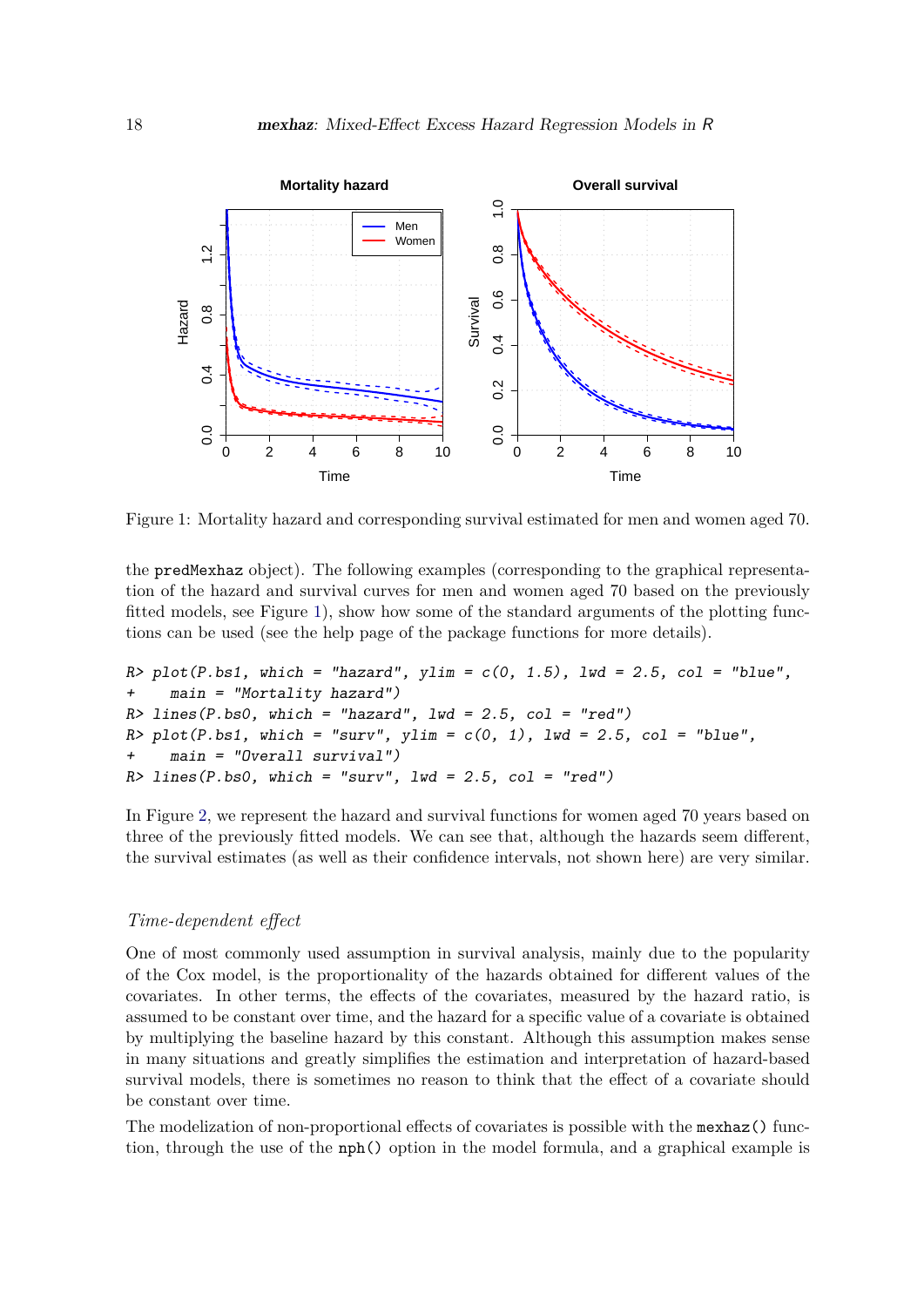Figure 1: Mortality hazard and corresponding survival estimated for men and women aged 70.

the predMexhaz object). The following examples (corresponding to the graphical representation of the hazard and survival curves for men and women aged 70 based on the previously fitted models, see Figure 1), show how some of the standard arguments of the plotting functions can be used (see the help page of the package functions for more details).

```
R> plot(P.bs1, which = "hazard", ylim = c(0, 1.5), lwd = 2.5, col = "blue",
+    main = "Mortality hazard")
R> lines(P.bs0, which = "hazard", lwd = 2.5, col = "red")
R> plot(P.bs1, which = "surv", ylim = c(0, 1), lwd = 2.5, col = "blue",
+    main = "Overall survival")
R> lines(P.bs0, which = "surv", lwd = 2.5, col = "red")
```

In Figure 2, we represent the hazard and survival functions for women aged 70 years based on three of the previously fitted models. We can see that, although the hazards seem different, the survival estimates (as well as their confidence intervals, not shown here) are very similar.

### *Time-dependent effect*

One of most commonly used assumption in survival analysis, mainly due to the popularity of the Cox model, is the proportionality of the hazards obtained for different values of the covariates. In other terms, the effects of the covariates, measured by the hazard ratio, is assumed to be constant over time, and the hazard for a specific value of a covariate is obtained by multiplying the baseline hazard by this constant. Although this assumption makes sense in many situations and greatly simplifies the estimation and interpretation of hazard-based survival models, there is sometimes no reason to think that the effect of a covariate should be constant over time.

The modelization of non-proportional effects of covariates is possible with the `mexhaz()` function, through the use of the `nph()` option in the model formula, and a graphical example is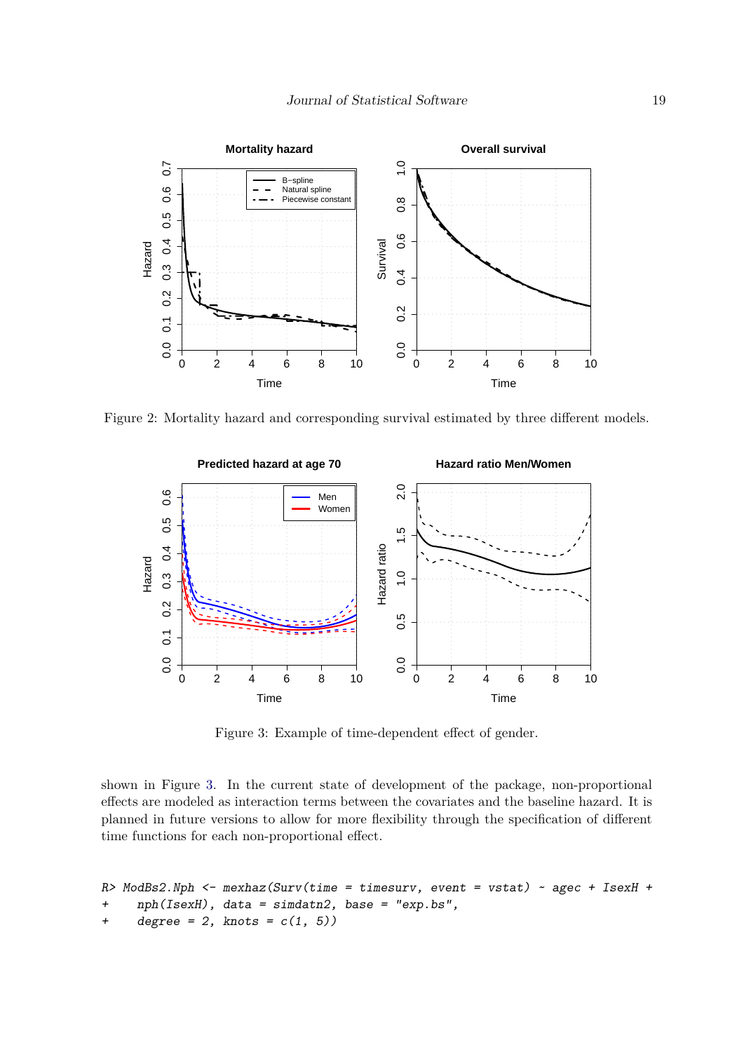Figure 2: Mortality hazard and corresponding survival estimated by three different models.

Figure 3: Example of time-dependent effect of gender.

shown in Figure 3. In the current state of development of the package, non-proportional effects are modeled as interaction terms between the covariates and the baseline hazard. It is planned in future versions to allow for more flexibility through the specification of different time functions for each non-proportional effect.

```
R> ModBs2.Nph <- mexhaz(Surv(time = timesurv, event = vstat) ~ agec + IsexH +
+     nph(IsexH), data = simdatn2, base = "exp.bs",
+     degree = 2, knots = c(1, 5))
```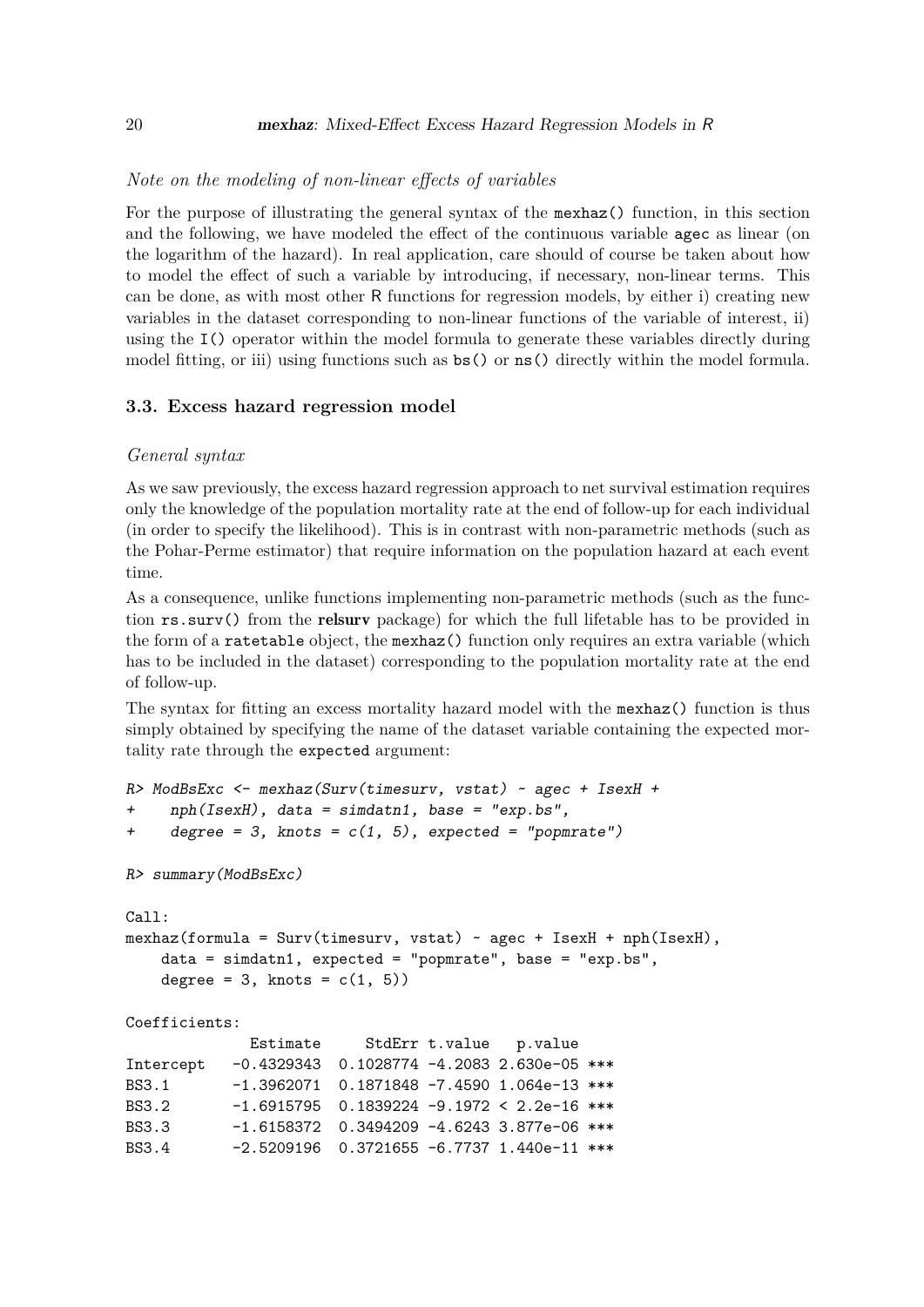*Note on the modeling of non-linear effects of variables*

For the purpose of illustrating the general syntax of the `mexhaz()` function, in this section and the following, we have modeled the effect of the continuous variable `agec` as linear (on the logarithm of the hazard). In real application, care should of course be taken about how to model the effect of such a variable by introducing, if necessary, non-linear terms. This can be done, as with most other R functions for regression models, by either i) creating new variables in the dataset corresponding to non-linear functions of the variable of interest, ii) using the `I()` operator within the model formula to generate these variables directly during model fitting, or iii) using functions such as `bs()` or `ns()` directly within the model formula.

### 3.3. Excess hazard regression model

*General syntax*

As we saw previously, the excess hazard regression approach to net survival estimation requires only the knowledge of the population mortality rate at the end of follow-up for each individual (in order to specify the likelihood). This is in contrast with non-parametric methods (such as the Pohar-Perme estimator) that require information on the population hazard at each event time.

As a consequence, unlike functions implementing non-parametric methods (such as the function `rs.surv()` from the **relsurv** package) for which the full lifetable has to be provided in the form of a `ratetable` object, the `mexhaz()` function only requires an extra variable (which has to be included in the dataset) corresponding to the population mortality rate at the end of follow-up.

The syntax for fitting an excess mortality hazard model with the `mexhaz()` function is thus simply obtained by specifying the name of the dataset variable containing the expected mortality rate through the `expected` argument:

```
R> ModBsExc <- mexhaz(Surv(timesurv, vstat) ~ agec + IsexH +
+    nph(IsexH), data = simdatn1, base = "exp.bs",
+    degree = 3, knots = c(1, 5), expected = "popmrate")

R> summary(ModBsExc)

Call:
mexhaz(formula = Surv(timesurv, vstat) ~ agec + IsexH + nph(IsexH),
    data = simdatn1, expected = "popmrate", base = "exp.bs",
    degree = 3, knots = c(1, 5))

Coefficients:
             Estimate     StdErr t.value   p.value
Intercept   -0.4329343  0.1028774 -4.2083 2.630e-05 ***
BS3.1       -1.3962071  0.1871848 -7.4590 1.064e-13 ***
BS3.2       -1.6915795  0.1839224 -9.1972 < 2.2e-16 ***
BS3.3       -1.6158372  0.3494209 -4.6243 3.877e-06 ***
BS3.4       -2.5209196  0.3721655 -6.7737 1.440e-11 ***
```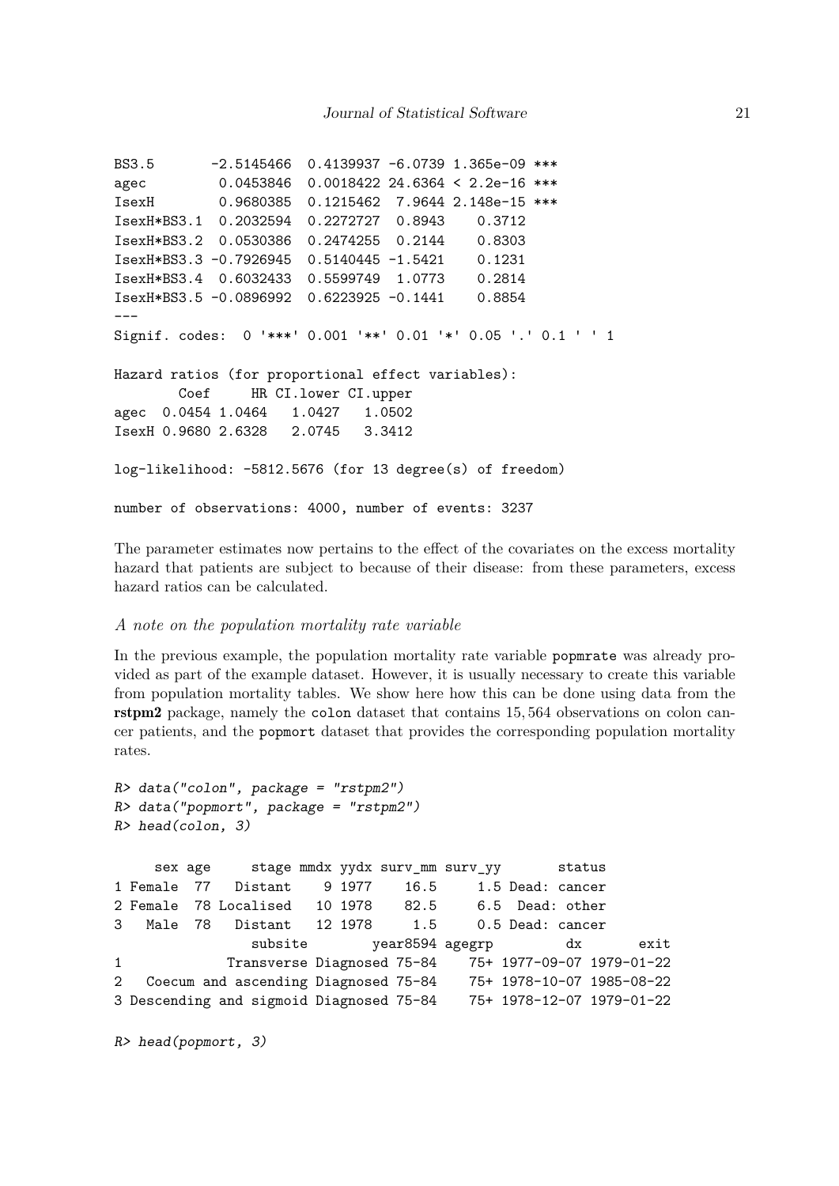```
BS3.5       -2.5145466  0.4139937 -6.0739 1.365e-09 ***
agec         0.0453846  0.0018422 24.6364 < 2.2e-16 ***
IsexH        0.9680385  0.1215462  7.9644 2.148e-15 ***
IsexH*BS3.1  0.2032594  0.2272727  0.8943    0.3712
IsexH*BS3.2  0.0530386  0.2474255  0.2144    0.8303
IsexH*BS3.3 -0.7926945  0.5140445 -1.5421    0.1231
IsexH*BS3.4  0.6032433  0.5599749  1.0773    0.2814
IsexH*BS3.5 -0.0896992  0.6223925 -0.1441    0.8854
---
Signif. codes:  0 '***' 0.001 '**' 0.01 '*' 0.05 '.' 0.1 ' ' 1

Hazard ratios (for proportional effect variables):
        Coef     HR CI.lower CI.upper
agec  0.0454 1.0464   1.0427   1.0502
IsexH 0.9680 2.6328   2.0745   3.3412

log-likelihood: -5812.5676 (for 13 degree(s) of freedom)

number of observations: 4000, number of events: 3237
```

The parameter estimates now pertains to the effect of the covariates on the excess mortality hazard that patients are subject to because of their disease: from these parameters, excess hazard ratios can be calculated.

*A note on the population mortality rate variable*

In the previous example, the population mortality rate variable popmrate was already provided as part of the example dataset. However, it is usually necessary to create this variable from population mortality tables. We show here how this can be done using data from the **rstpm2** package, namely the colon dataset that contains 15,564 observations on colon cancer patients, and the popmort dataset that provides the corresponding population mortality rates.

```
R> data("colon", package = "rstpm2")
R> data("popmort", package = "rstpm2")
R> head(colon, 3)

     sex age     stage mmdx yydx surv_mm surv_yy       status
1 Female  77   Distant    9 1977    16.5     1.5 Dead: cancer
2 Female  78 Localised   10 1978    82.5     6.5  Dead: other
3   Male  78   Distant   12 1978     1.5     0.5 Dead: cancer
                 subsite        year8594 agegrp         dx       exit
1             Transverse Diagnosed 75-84    75+ 1977-09-07 1979-01-22
2   Coecum and ascending Diagnosed 75-84    75+ 1978-10-07 1985-08-22
3 Descending and sigmoid Diagnosed 75-84    75+ 1978-12-07 1979-01-22

R> head(popmort, 3)
```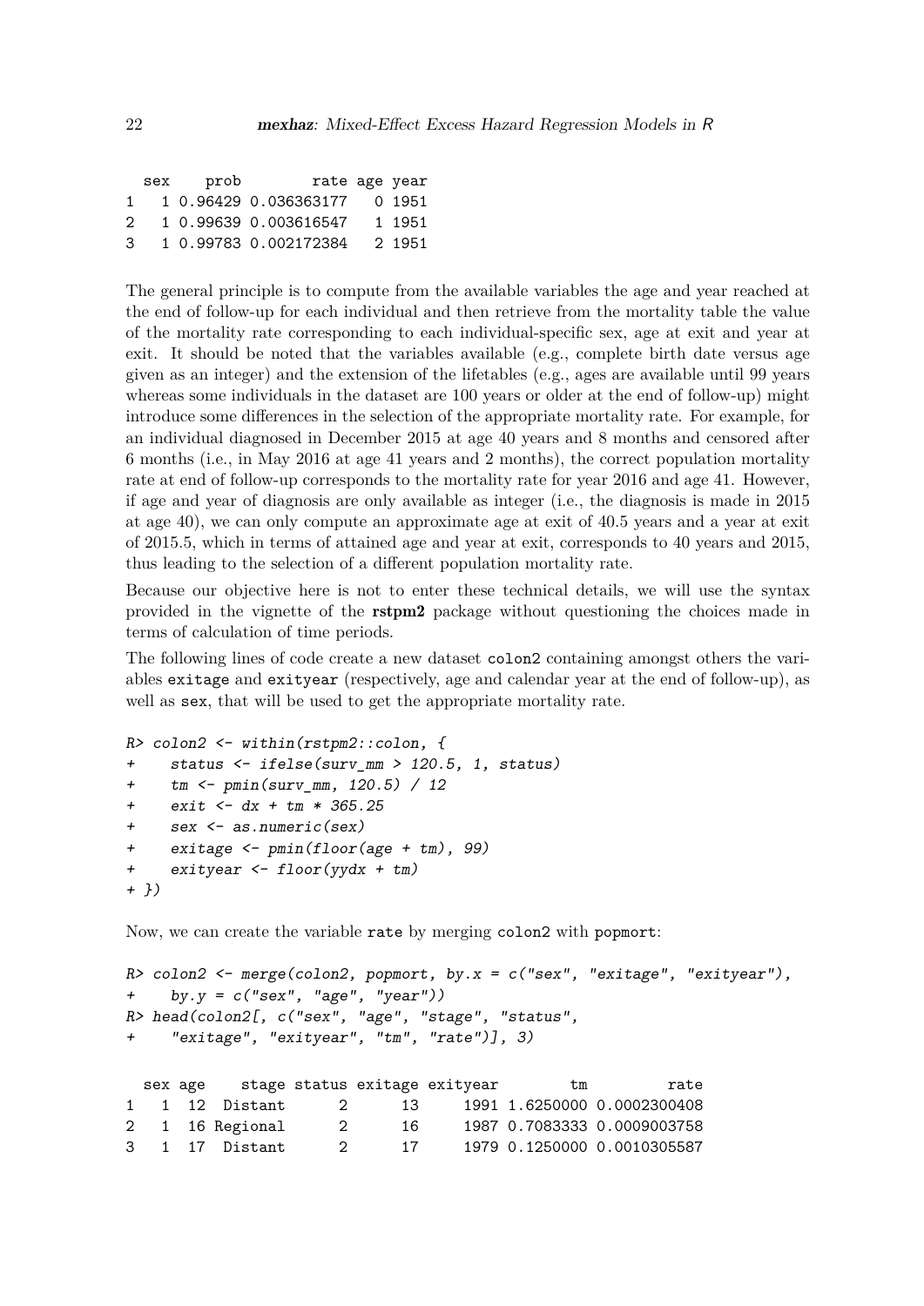```
  sex    prob        rate age year
1   1 0.96429 0.036363177   0 1951
2   1 0.99639 0.003616547   1 1951
3   1 0.99783 0.002172384   2 1951
```

The general principle is to compute from the available variables the age and year reached at the end of follow-up for each individual and then retrieve from the mortality table the value of the mortality rate corresponding to each individual-specific sex, age at exit and year at exit. It should be noted that the variables available (e.g., complete birth date versus age given as an integer) and the extension of the lifetables (e.g., ages are available until 99 years whereas some individuals in the dataset are 100 years or older at the end of follow-up) might introduce some differences in the selection of the appropriate mortality rate. For example, for an individual diagnosed in December 2015 at age 40 years and 8 months and censored after 6 months (i.e., in May 2016 at age 41 years and 2 months), the correct population mortality rate at end of follow-up corresponds to the mortality rate for year 2016 and age 41. However, if age and year of diagnosis are only available as integer (i.e., the diagnosis is made in 2015 at age 40), we can only compute an approximate age at exit of 40.5 years and a year at exit of 2015.5, which in terms of attained age and year at exit, corresponds to 40 years and 2015, thus leading to the selection of a different population mortality rate.

Because our objective here is not to enter these technical details, we will use the syntax provided in the vignette of the **rstpm2** package without questioning the choices made in terms of calculation of time periods.

The following lines of code create a new dataset `colon2` containing amongst others the variables `exitage` and `exityear` (respectively, age and calendar year at the end of follow-up), as well as `sex`, that will be used to get the appropriate mortality rate.

```
R> colon2 <- within(rstpm2::colon, {
+     status <- ifelse(surv_mm > 120.5, 1, status)
+     tm <- pmin(surv_mm, 120.5) / 12
+     exit <- dx + tm * 365.25
+     sex <- as.numeric(sex)
+     exitage <- pmin(floor(age + tm), 99)
+     exityear <- floor(yydx + tm)
+ })
```

Now, we can create the variable `rate` by merging `colon2` with `popmort`:

```
R> colon2 <- merge(colon2, popmort, by.x = c("sex", "exitage", "exityear"),
+     by.y = c("sex", "age", "year"))
R> head(colon2[, c("sex", "age", "stage", "status",
+     "exitage", "exityear", "tm", "rate")], 3)
```

```
  sex age    stage status exitage exityear        tm         rate
1   1  12  Distant      2      13     1991 1.6250000 0.0002300408
2   1  16 Regional      2      16     1987 0.7083333 0.0009003758
3   1  17  Distant      2      17     1979 0.1250000 0.0010305587
```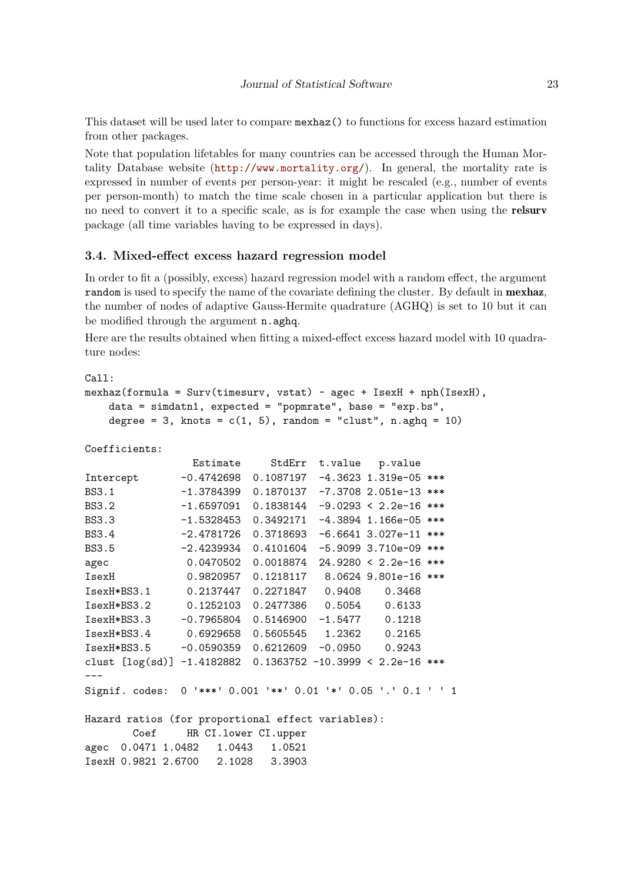This dataset will be used later to compare `mexhaz()` to functions for excess hazard estimation from other packages.

Note that population lifetables for many countries can be accessed through the Human Mortality Database website (http://www.mortality.org/). In general, the mortality rate is expressed in number of events per person-year: it might be rescaled (e.g., number of events per person-month) to match the time scale chosen in a particular application but there is no need to convert it to a specific scale, as is for example the case when using the **relsurv** package (all time variables having to be expressed in days).

### 3.4. Mixed-effect excess hazard regression model

In order to fit a (possibly, excess) hazard regression model with a random effect, the argument `random` is used to specify the name of the covariate defining the cluster. By default in **mexhaz**, the number of nodes of adaptive Gauss-Hermite quadrature (AGHQ) is set to 10 but it can be modified through the argument `n.aghq`.

Here are the results obtained when fitting a mixed-effect excess hazard model with 10 quadrature nodes:

```
Call:
mexhaz(formula = Surv(timesurv, vstat) ~ agec + IsexH + nph(IsexH),
    data = simdatn1, expected = "popmrate", base = "exp.bs",
    degree = 3, knots = c(1, 5), random = "clust", n.aghq = 10)

Coefficients:
                  Estimate    StdErr  t.value   p.value
Intercept       -0.4742698 0.1087197  -4.3623 1.319e-05 ***
BS3.1           -1.3784399 0.1870137  -7.3708 2.051e-13 ***
BS3.2           -1.6597091 0.1838144  -9.0293 < 2.2e-16 ***
BS3.3           -1.5328453 0.3492171  -4.3894 1.166e-05 ***
BS3.4           -2.4781726 0.3718693  -6.6641 3.027e-11 ***
BS3.5           -2.4239934 0.4101604  -5.9099 3.710e-09 ***
agec             0.0470502 0.0018874  24.9280 < 2.2e-16 ***
IsexH            0.9820957 0.1218117   8.0624 9.801e-16 ***
IsexH*BS3.1      0.2137447 0.2271847   0.9408    0.3468
IsexH*BS3.2      0.1252103 0.2477386   0.5054    0.6133
IsexH*BS3.3     -0.7965804 0.5146900  -1.5477    0.1218
IsexH*BS3.4      0.6929658 0.5605545   1.2362    0.2165
IsexH*BS3.5     -0.0590359 0.6212609  -0.0950    0.9243
clust [log(sd)] -1.4182882 0.1363752 -10.3999 < 2.2e-16 ***
---
Signif. codes:  0 '***' 0.001 '**' 0.01 '*' 0.05 '.' 0.1 ' ' 1

Hazard ratios (for proportional effect variables):
        Coef     HR CI.lower CI.upper
agec  0.0471 1.0482   1.0443   1.0521
IsexH 0.9821 2.6700   2.1028   3.3903
```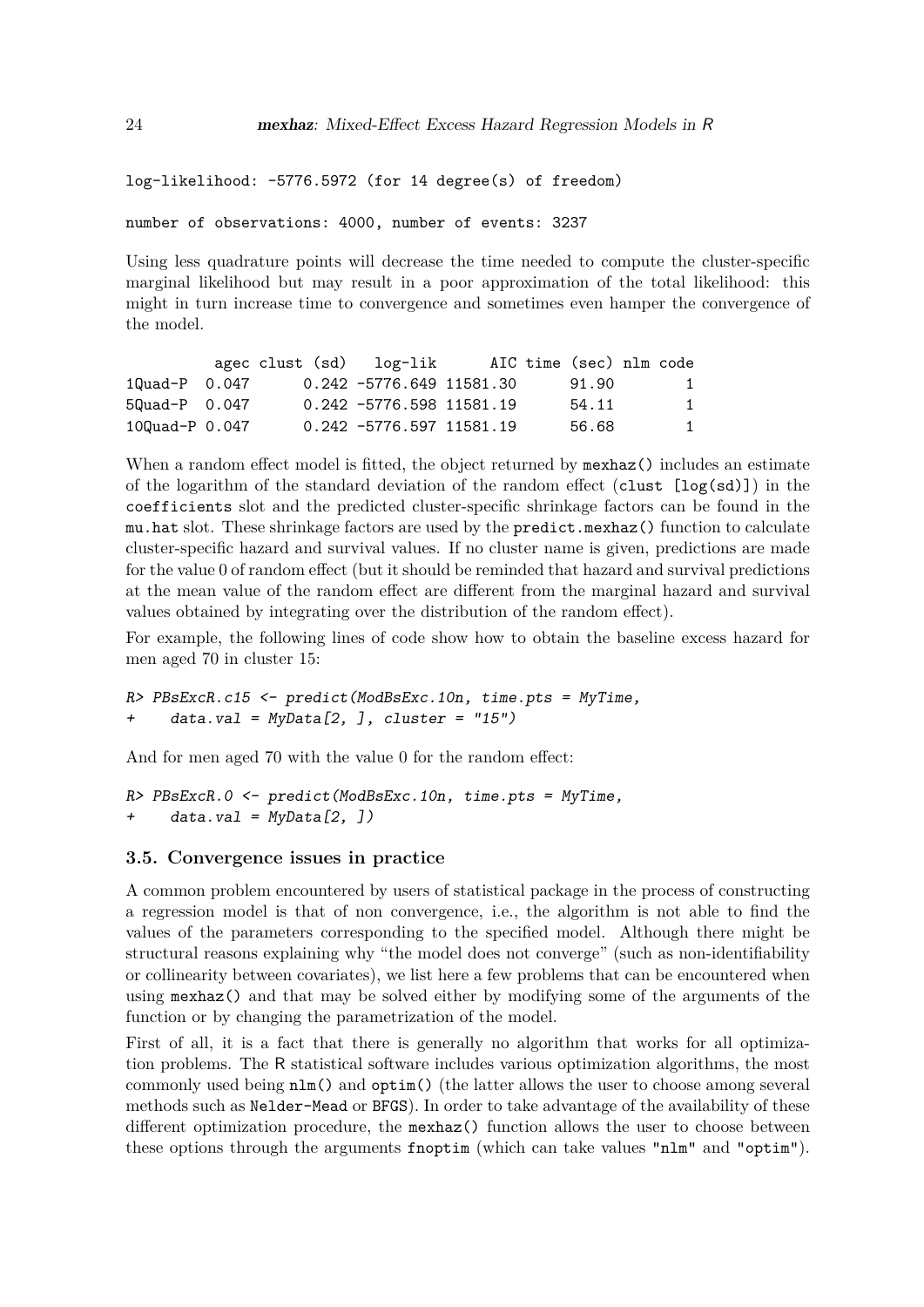```
log-likelihood: -5776.5972 (for 14 degree(s) of freedom)

number of observations: 4000, number of events: 3237
```

Using less quadrature points will decrease the time needed to compute the cluster-specific marginal likelihood but may result in a poor approximation of the total likelihood: this might in turn increase time to convergence and sometimes even hamper the convergence of the model.

```
          agec clust (sd)   log-lik      AIC time (sec) nlm code
1Quad-P  0.047      0.242 -5776.649 11581.30      91.90        1
5Quad-P  0.047      0.242 -5776.598 11581.19      54.11        1
10Quad-P 0.047      0.242 -5776.597 11581.19      56.68        1
```

When a random effect model is fitted, the object returned by `mexhaz()` includes an estimate of the logarithm of the standard deviation of the random effect (`clust [log(sd)]`) in the `coefficients` slot and the predicted cluster-specific shrinkage factors can be found in the `mu.hat` slot. These shrinkage factors are used by the `predict.mexhaz()` function to calculate cluster-specific hazard and survival values. If no cluster name is given, predictions are made for the value 0 of random effect (but it should be reminded that hazard and survival predictions at the mean value of the random effect are different from the marginal hazard and survival values obtained by integrating over the distribution of the random effect).

For example, the following lines of code show how to obtain the baseline excess hazard for men aged 70 in cluster 15:

```
R> PBsExcR.c15 <- predict(ModBsExc.10n, time.pts = MyTime,
+    data.val = MyData[2, ], cluster = "15")
```

And for men aged 70 with the value 0 for the random effect:

```
R> PBsExcR.0 <- predict(ModBsExc.10n, time.pts = MyTime,
+    data.val = MyData[2, ])
```

### 3.5. Convergence issues in practice

A common problem encountered by users of statistical package in the process of constructing a regression model is that of non convergence, i.e., the algorithm is not able to find the values of the parameters corresponding to the specified model. Although there might be structural reasons explaining why "the model does not converge" (such as non-identifiability or collinearity between covariates), we list here a few problems that can be encountered when using `mexhaz()` and that may be solved either by modifying some of the arguments of the function or by changing the parametrization of the model.

First of all, it is a fact that there is generally no algorithm that works for all optimization problems. The R statistical software includes various optimization algorithms, the most commonly used being `nlm()` and `optim()` (the latter allows the user to choose among several methods such as `Nelder-Mead` or `BFGS`). In order to take advantage of the availability of these different optimization procedure, the `mexhaz()` function allows the user to choose between these options through the arguments `fnoptim` (which can take values `"nlm"` and `"optim"`).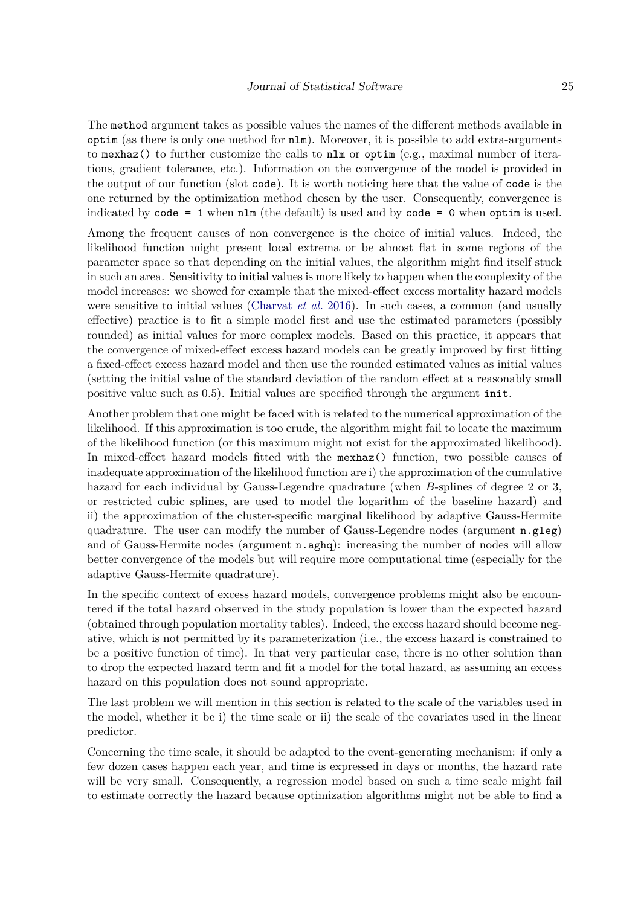The method argument takes as possible values the names of the different methods available in optim (as there is only one method for nlm). Moreover, it is possible to add extra-arguments to mexhaz() to further customize the calls to nlm or optim (e.g., maximal number of iterations, gradient tolerance, etc.). Information on the convergence of the model is provided in the output of our function (slot code). It is worth noticing here that the value of code is the one returned by the optimization method chosen by the user. Consequently, convergence is indicated by code = 1 when nlm (the default) is used and by code = 0 when optim is used.

Among the frequent causes of non convergence is the choice of initial values. Indeed, the likelihood function might present local extrema or be almost flat in some regions of the parameter space so that depending on the initial values, the algorithm might find itself stuck in such an area. Sensitivity to initial values is more likely to happen when the complexity of the model increases: we showed for example that the mixed-effect excess mortality hazard models were sensitive to initial values (Charvat *et al.* 2016). In such cases, a common (and usually effective) practice is to fit a simple model first and use the estimated parameters (possibly rounded) as initial values for more complex models. Based on this practice, it appears that the convergence of mixed-effect excess hazard models can be greatly improved by first fitting a fixed-effect excess hazard model and then use the rounded estimated values as initial values (setting the initial value of the standard deviation of the random effect at a reasonably small positive value such as 0.5). Initial values are specified through the argument init.

Another problem that one might be faced with is related to the numerical approximation of the likelihood. If this approximation is too crude, the algorithm might fail to locate the maximum of the likelihood function (or this maximum might not exist for the approximated likelihood). In mixed-effect hazard models fitted with the mexhaz() function, two possible causes of inadequate approximation of the likelihood function are i) the approximation of the cumulative hazard for each individual by Gauss-Legendre quadrature (when $B$-splines of degree 2 or 3, or restricted cubic splines, are used to model the logarithm of the baseline hazard) and ii) the approximation of the cluster-specific marginal likelihood by adaptive Gauss-Hermite quadrature. The user can modify the number of Gauss-Legendre nodes (argument n.gleg) and of Gauss-Hermite nodes (argument n.aghq): increasing the number of nodes will allow better convergence of the models but will require more computational time (especially for the adaptive Gauss-Hermite quadrature).

In the specific context of excess hazard models, convergence problems might also be encountered if the total hazard observed in the study population is lower than the expected hazard (obtained through population mortality tables). Indeed, the excess hazard should become negative, which is not permitted by its parameterization (i.e., the excess hazard is constrained to be a positive function of time). In that very particular case, there is no other solution than to drop the expected hazard term and fit a model for the total hazard, as assuming an excess hazard on this population does not sound appropriate.

The last problem we will mention in this section is related to the scale of the variables used in the model, whether it be i) the time scale or ii) the scale of the covariates used in the linear predictor.

Concerning the time scale, it should be adapted to the event-generating mechanism: if only a few dozen cases happen each year, and time is expressed in days or months, the hazard rate will be very small. Consequently, a regression model based on such a time scale might fail to estimate correctly the hazard because optimization algorithms might not be able to find a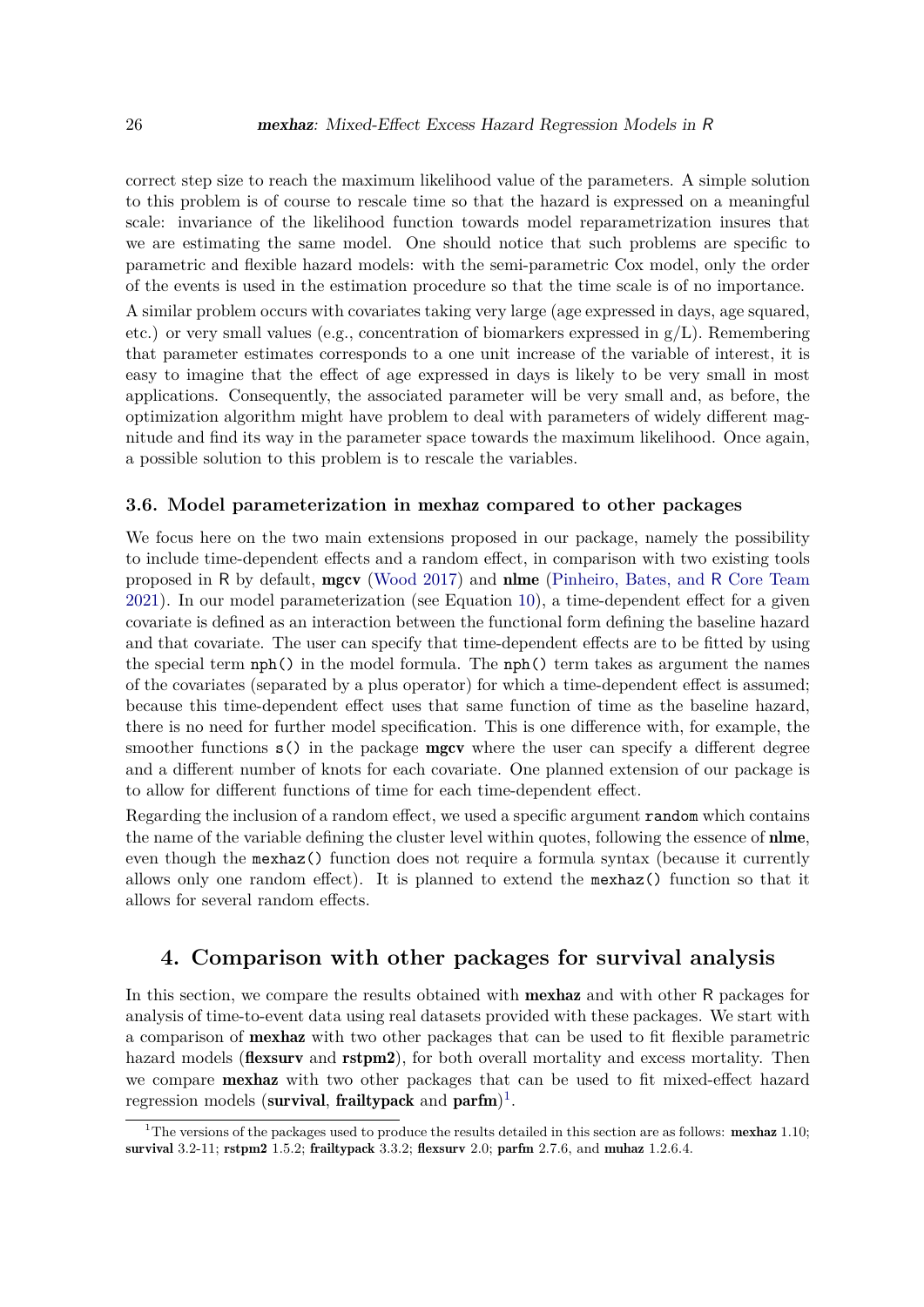correct step size to reach the maximum likelihood value of the parameters. A simple solution to this problem is of course to rescale time so that the hazard is expressed on a meaningful scale: invariance of the likelihood function towards model reparametrization insures that we are estimating the same model. One should notice that such problems are specific to parametric and flexible hazard models: with the semi-parametric Cox model, only the order of the events is used in the estimation procedure so that the time scale is of no importance.

A similar problem occurs with covariates taking very large (age expressed in days, age squared, etc.) or very small values (e.g., concentration of biomarkers expressed in g/L). Remembering that parameter estimates corresponds to a one unit increase of the variable of interest, it is easy to imagine that the effect of age expressed in days is likely to be very small in most applications. Consequently, the associated parameter will be very small and, as before, the optimization algorithm might have problem to deal with parameters of widely different magnitude and find its way in the parameter space towards the maximum likelihood. Once again, a possible solution to this problem is to rescale the variables.

### 3.6. Model parameterization in mexhaz compared to other packages

We focus here on the two main extensions proposed in our package, namely the possibility to include time-dependent effects and a random effect, in comparison with two existing tools proposed in R by default, **mgcv** (Wood 2017) and **nlme** (Pinheiro, Bates, and R Core Team 2021). In our model parameterization (see Equation 10), a time-dependent effect for a given covariate is defined as an interaction between the functional form defining the baseline hazard and that covariate. The user can specify that time-dependent effects are to be fitted by using the special term `nph()` in the model formula. The `nph()` term takes as argument the names of the covariates (separated by a plus operator) for which a time-dependent effect is assumed; because this time-dependent effect uses that same function of time as the baseline hazard, there is no need for further model specification. This is one difference with, for example, the smoother functions `s()` in the package **mgcv** where the user can specify a different degree and a different number of knots for each covariate. One planned extension of our package is to allow for different functions of time for each time-dependent effect.

Regarding the inclusion of a random effect, we used a specific argument `random` which contains the name of the variable defining the cluster level within quotes, following the essence of **nlme**, even though the `mexhaz()` function does not require a formula syntax (because it currently allows only one random effect). It is planned to extend the `mexhaz()` function so that it allows for several random effects.

## 4. Comparison with other packages for survival analysis

In this section, we compare the results obtained with **mexhaz** and with other R packages for analysis of time-to-event data using real datasets provided with these packages. We start with a comparison of **mexhaz** with two other packages that can be used to fit flexible parametric hazard models (**flexsurv** and **rstpm2**), for both overall mortality and excess mortality. Then we compare **mexhaz** with two other packages that can be used to fit mixed-effect hazard regression models (**survival**, **frailtypack** and **parfm**)[1].

[1] The versions of the packages used to produce the results detailed in this section are as follows: **mexhaz** 1.10; **survival** 3.2-11; **rstpm2** 1.5.2; **frailtypack** 3.3.2; **flexsurv** 2.0; **parfm** 2.7.6, and **muhaz** 1.2.6.4.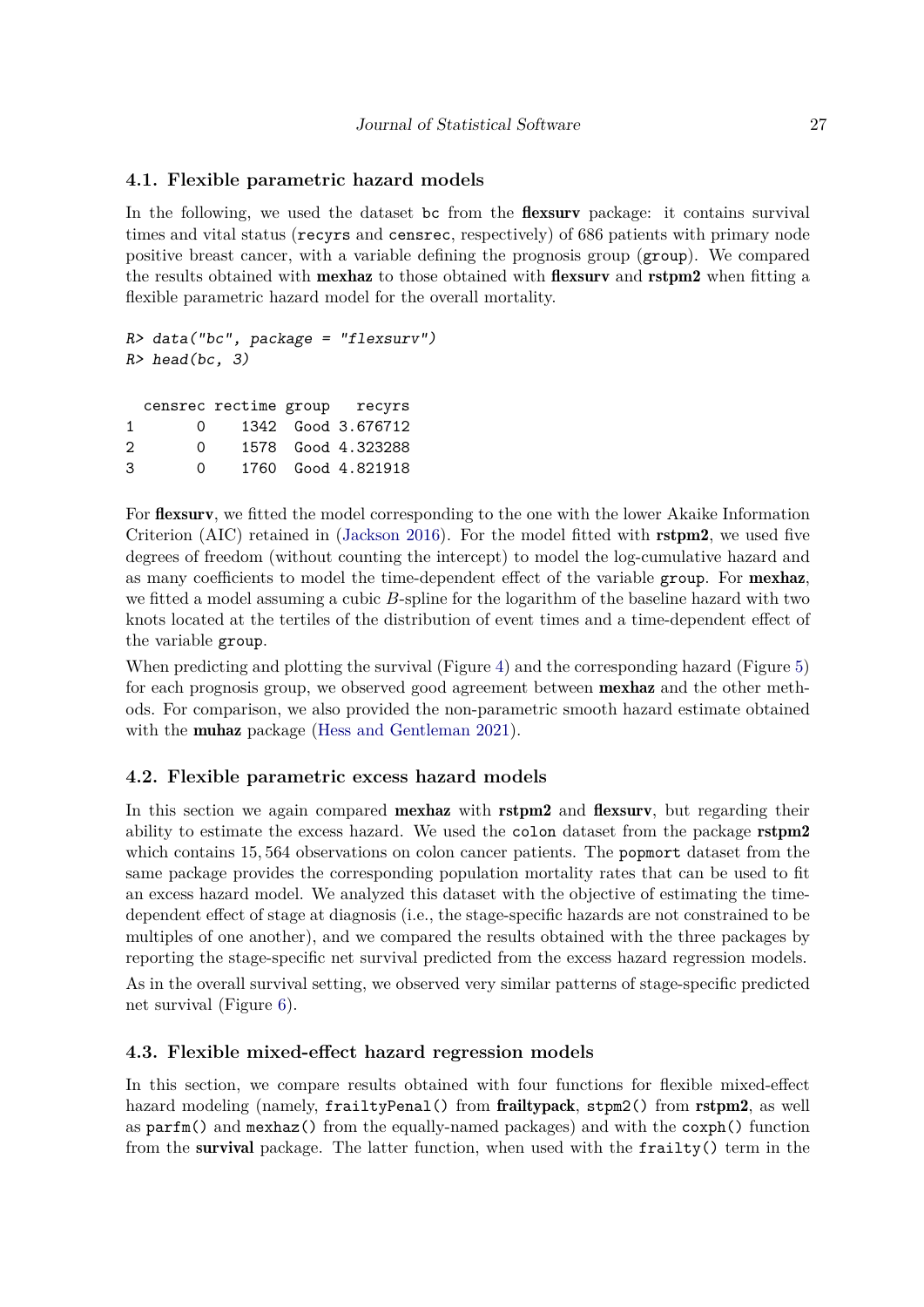### 4.1. Flexible parametric hazard models

In the following, we used the dataset bc from the **flexsurv** package: it contains survival times and vital status (recyrs and censrec, respectively) of 686 patients with primary node positive breast cancer, with a variable defining the prognosis group (group). We compared the results obtained with **mexhaz** to those obtained with **flexsurv** and **rstpm2** when fitting a flexible parametric hazard model for the overall mortality.

```
R> data("bc", package = "flexsurv")
R> head(bc, 3)

  censrec rectime group   recyrs
1       0    1342  Good 3.676712
2       0    1578  Good 4.323288
3       0    1760  Good 4.821918
```

For **flexsurv**, we fitted the model corresponding to the one with the lower Akaike Information Criterion (AIC) retained in (Jackson 2016). For the model fitted with **rstpm2**, we used five degrees of freedom (without counting the intercept) to model the log-cumulative hazard and as many coefficients to model the time-dependent effect of the variable group. For **mexhaz**, we fitted a model assuming a cubic $B$-spline for the logarithm of the baseline hazard with two knots located at the tertiles of the distribution of event times and a time-dependent effect of the variable group.

When predicting and plotting the survival (Figure 4) and the corresponding hazard (Figure 5) for each prognosis group, we observed good agreement between **mexhaz** and the other methods. For comparison, we also provided the non-parametric smooth hazard estimate obtained with the **muhaz** package (Hess and Gentleman 2021).

### 4.2. Flexible parametric excess hazard models

In this section we again compared **mexhaz** with **rstpm2** and **flexsurv**, but regarding their ability to estimate the excess hazard. We used the colon dataset from the package **rstpm2** which contains 15,564 observations on colon cancer patients. The popmort dataset from the same package provides the corresponding population mortality rates that can be used to fit an excess hazard model. We analyzed this dataset with the objective of estimating the time-dependent effect of stage at diagnosis (i.e., the stage-specific hazards are not constrained to be multiples of one another), and we compared the results obtained with the three packages by reporting the stage-specific net survival predicted from the excess hazard regression models.

As in the overall survival setting, we observed very similar patterns of stage-specific predicted net survival (Figure 6).

### 4.3. Flexible mixed-effect hazard regression models

In this section, we compare results obtained with four functions for flexible mixed-effect hazard modeling (namely, frailtyPenal() from **frailtypack**, stpm2() from **rstpm2**, as well as parfm() and mexhaz() from the equally-named packages) and with the coxph() function from the **survival** package. The latter function, when used with the frailty() term in the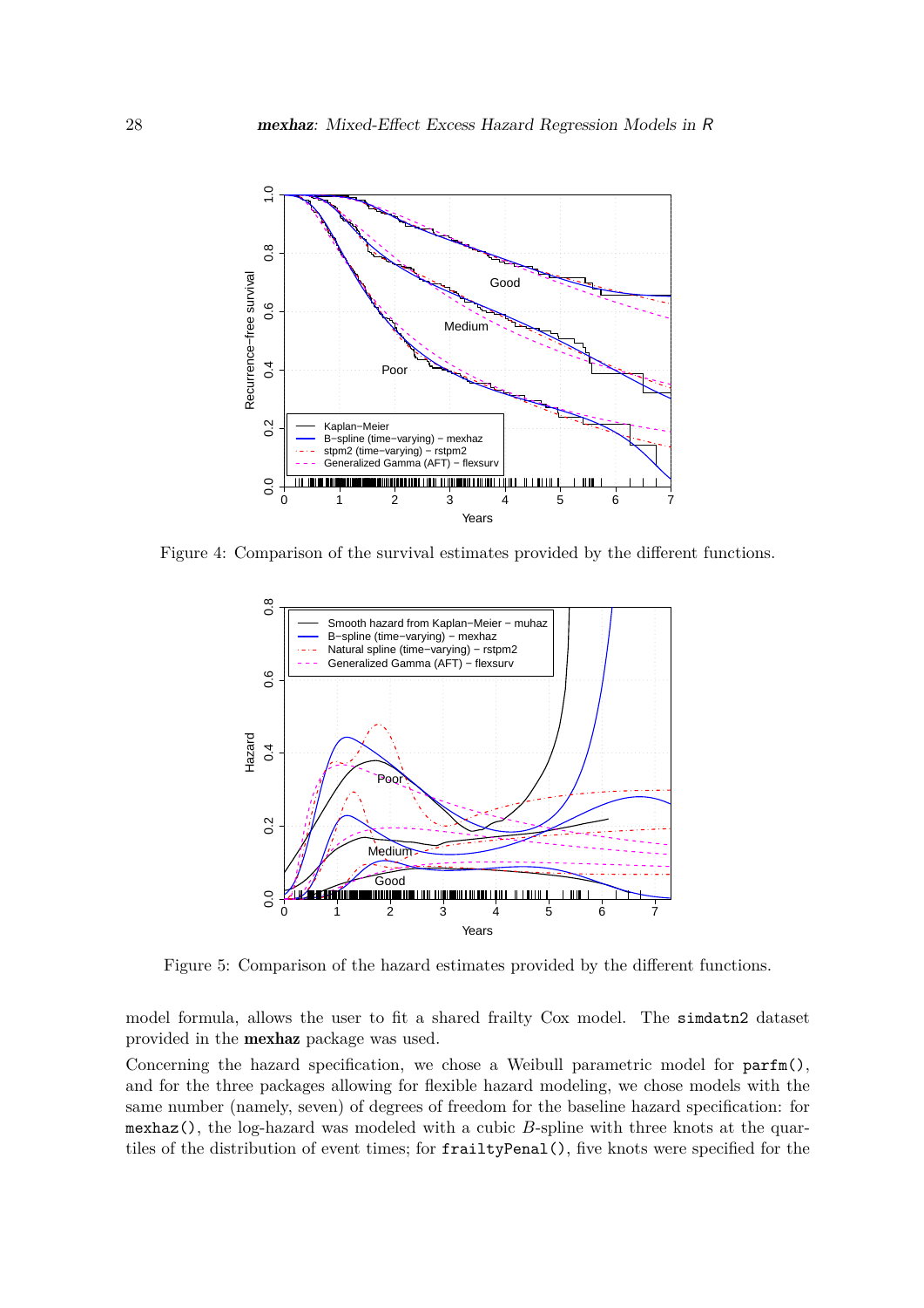Figure 4: Comparison of the survival estimates provided by the different functions.

Figure 5: Comparison of the hazard estimates provided by the different functions.

model formula, allows the user to fit a shared frailty Cox model. The `simdatn2` dataset provided in the **mexhaz** package was used.

Concerning the hazard specification, we chose a Weibull parametric model for `parfm()`, and for the three packages allowing for flexible hazard modeling, we chose models with the same number (namely, seven) of degrees of freedom for the baseline hazard specification: for `mexhaz()`, the log-hazard was modeled with a cubic $B$-spline with three knots at the quartiles of the distribution of event times; for `frailtyPenal()`, five knots were specified for the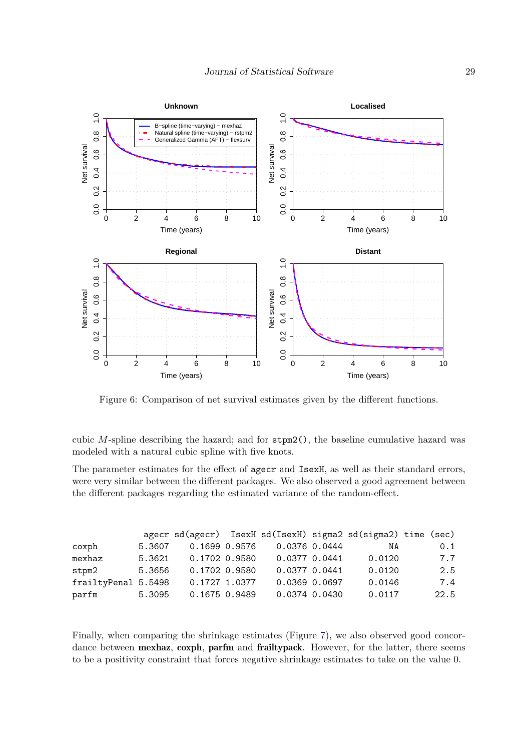Figure 6: Comparison of net survival estimates given by the different functions.

cubic $M$-spline describing the hazard; and for `stpm2()`, the baseline cumulative hazard was modeled with a natural cubic spline with five knots.

The parameter estimates for the effect of `agecr` and `IsexH`, as well as their standard errors, were very similar between the different packages. We also observed a good agreement between the different packages regarding the estimated variance of the random-effect.

```
              agecr sd(agecr)  IsexH sd(IsexH) sigma2 sd(sigma2) time (sec)
coxph        5.3607    0.1699 0.9576    0.0376 0.0444         NA        0.1
mexhaz       5.3621    0.1702 0.9580    0.0377 0.0441     0.0120        7.7
stpm2        5.3656    0.1702 0.9580    0.0377 0.0441     0.0120        2.5
frailtyPenal 5.5498    0.1727 1.0377    0.0369 0.0697     0.0146        7.4
parfm        5.3095    0.1675 0.9489    0.0374 0.0430     0.0117       22.5
```

Finally, when comparing the shrinkage estimates (Figure 7), we also observed good concordance between **mexhaz**, **coxph**, **parfm** and **frailtypack**. However, for the latter, there seems to be a positivity constraint that forces negative shrinkage estimates to take on the value 0.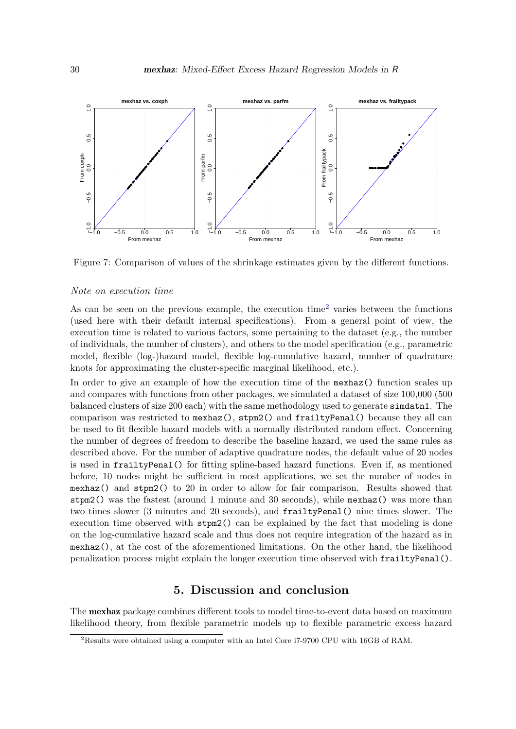Figure 7: Comparison of values of the shrinkage estimates given by the different functions.

*Note on execution time*

As can be seen on the previous example, the execution time[2] varies between the functions (used here with their default internal specifications). From a general point of view, the execution time is related to various factors, some pertaining to the dataset (e.g., the number of individuals, the number of clusters), and others to the model specification (e.g., parametric model, flexible (log-)hazard model, flexible log-cumulative hazard, number of quadrature knots for approximating the cluster-specific marginal likelihood, etc.).

In order to give an example of how the execution time of the `mexhaz()` function scales up and compares with functions from other packages, we simulated a dataset of size 100,000 (500 balanced clusters of size 200 each) with the same methodology used to generate `simdatn1`. The comparison was restricted to `mexhaz()`, `stpm2()` and `frailtyPenal()` because they all can be used to fit flexible hazard models with a normally distributed random effect. Concerning the number of degrees of freedom to describe the baseline hazard, we used the same rules as described above. For the number of adaptive quadrature nodes, the default value of 20 nodes is used in `frailtyPenal()` for fitting spline-based hazard functions. Even if, as mentioned before, 10 nodes might be sufficient in most applications, we set the number of nodes in `mexhaz()` and `stpm2()` to 20 in order to allow for fair comparison. Results showed that `stpm2()` was the fastest (around 1 minute and 30 seconds), while `mexhaz()` was more than two times slower (3 minutes and 20 seconds), and `frailtyPenal()` nine times slower. The execution time observed with `stpm2()` can be explained by the fact that modeling is done on the log-cumulative hazard scale and thus does not require integration of the hazard as in `mexhaz()`, at the cost of the aforementioned limitations. On the other hand, the likelihood penalization process might explain the longer execution time observed with `frailtyPenal()`.

## 5. Discussion and conclusion

The **mexhaz** package combines different tools to model time-to-event data based on maximum likelihood theory, from flexible parametric models up to flexible parametric excess hazard

[2] Results were obtained using a computer with an Intel Core i7-9700 CPU with 16GB of RAM.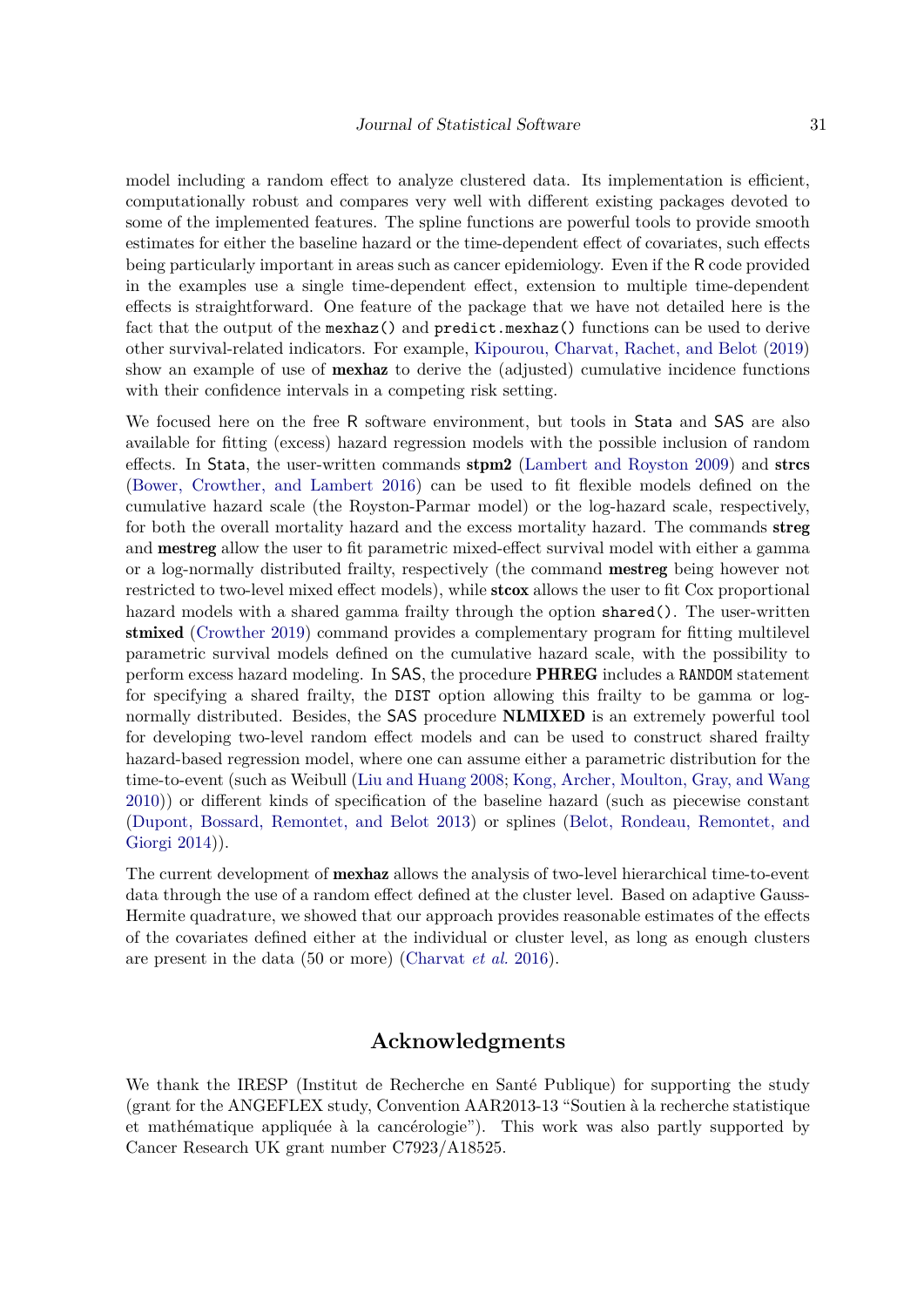model including a random effect to analyze clustered data. Its implementation is efficient, computationally robust and compares very well with different existing packages devoted to some of the implemented features. The spline functions are powerful tools to provide smooth estimates for either the baseline hazard or the time-dependent effect of covariates, such effects being particularly important in areas such as cancer epidemiology. Even if the R code provided in the examples use a single time-dependent effect, extension to multiple time-dependent effects is straightforward. One feature of the package that we have not detailed here is the fact that the output of the `mexhaz()` and `predict.mexhaz()` functions can be used to derive other survival-related indicators. For example, Kipourou, Charvat, Rachet, and Belot (2019) show an example of use of **mexhaz** to derive the (adjusted) cumulative incidence functions with their confidence intervals in a competing risk setting.

We focused here on the free R software environment, but tools in Stata and SAS are also available for fitting (excess) hazard regression models with the possible inclusion of random effects. In Stata, the user-written commands **stpm2** (Lambert and Royston 2009) and **strcs** (Bower, Crowther, and Lambert 2016) can be used to fit flexible models defined on the cumulative hazard scale (the Royston-Parmar model) or the log-hazard scale, respectively, for both the overall mortality hazard and the excess mortality hazard. The commands **streg** and **mestreg** allow the user to fit parametric mixed-effect survival model with either a gamma or a log-normally distributed frailty, respectively (the command **mestreg** being however not restricted to two-level mixed effect models), while **stcox** allows the user to fit Cox proportional hazard models with a shared gamma frailty through the option `shared()`. The user-written **stmixed** (Crowther 2019) command provides a complementary program for fitting multilevel parametric survival models defined on the cumulative hazard scale, with the possibility to perform excess hazard modeling. In SAS, the procedure **PHREG** includes a `RANDOM` statement for specifying a shared frailty, the `DIST` option allowing this frailty to be gamma or log-normally distributed. Besides, the SAS procedure **NLMIXED** is an extremely powerful tool for developing two-level random effect models and can be used to construct shared frailty hazard-based regression model, where one can assume either a parametric distribution for the time-to-event (such as Weibull (Liu and Huang 2008; Kong, Archer, Moulton, Gray, and Wang 2010)) or different kinds of specification of the baseline hazard (such as piecewise constant (Dupont, Bossard, Remontet, and Belot 2013) or splines (Belot, Rondeau, Remontet, and Giorgi 2014)).

The current development of **mexhaz** allows the analysis of two-level hierarchical time-to-event data through the use of a random effect defined at the cluster level. Based on adaptive Gauss-Hermite quadrature, we showed that our approach provides reasonable estimates of the effects of the covariates defined either at the individual or cluster level, as long as enough clusters are present in the data (50 or more) (Charvat *et al.* 2016).

## Acknowledgments

We thank the IRESP (Institut de Recherche en Santé Publique) for supporting the study (grant for the ANGEFLEX study, Convention AAR2013-13 "Soutien à la recherche statistique et mathématique appliquée à la cancérologie"). This work was also partly supported by Cancer Research UK grant number C7923/A18525.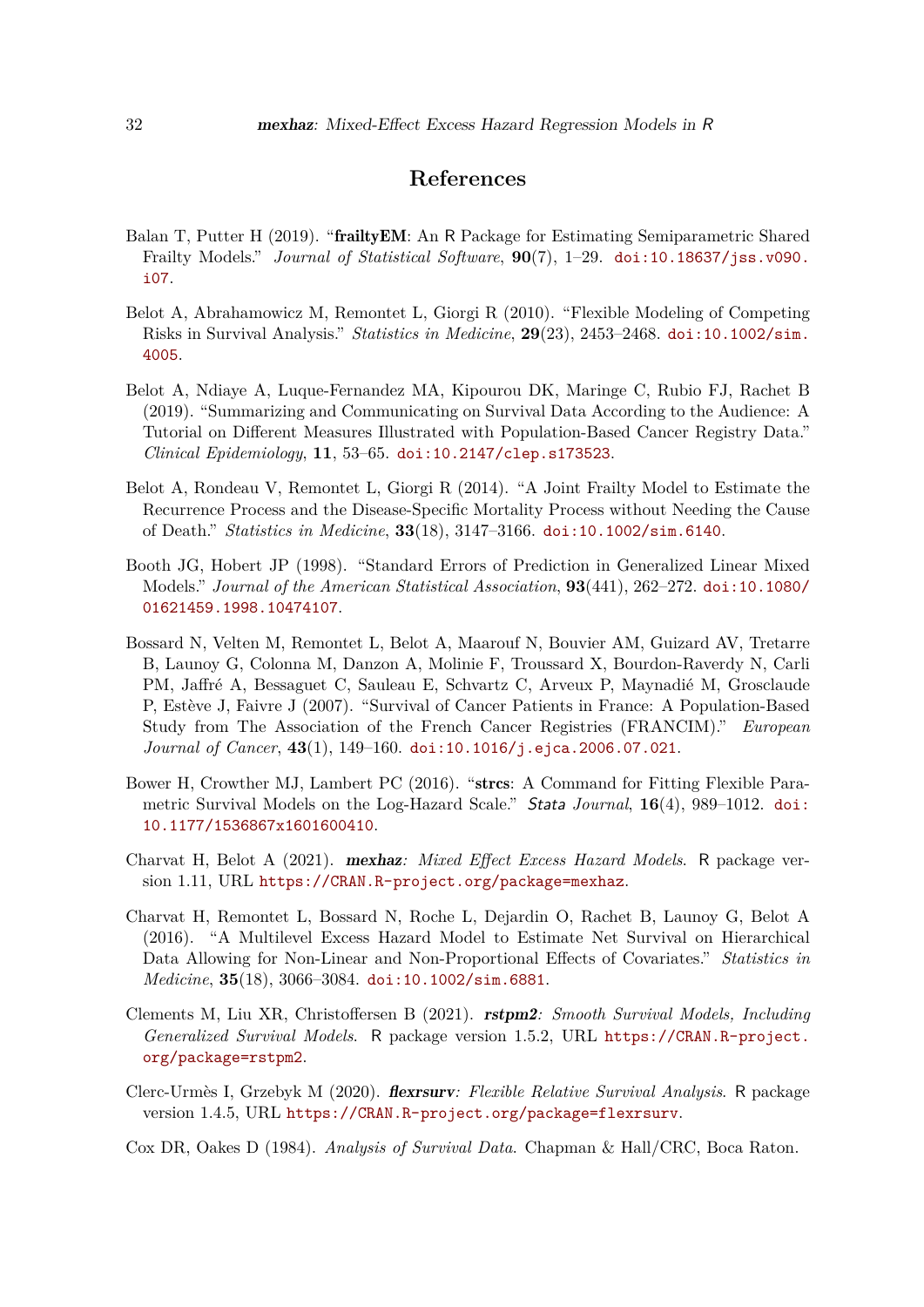# References

Balan T, Putter H (2019). "**frailtyEM**: An R Package for Estimating Semiparametric Shared Frailty Models." *Journal of Statistical Software*, **90**(7), 1–29. doi:10.18637/jss.v090.i07.

Belot A, Abrahamowicz M, Remontet L, Giorgi R (2010). "Flexible Modeling of Competing Risks in Survival Analysis." *Statistics in Medicine*, **29**(23), 2453–2468. doi:10.1002/sim.4005.

Belot A, Ndiaye A, Luque-Fernandez MA, Kipourou DK, Maringe C, Rubio FJ, Rachet B (2019). "Summarizing and Communicating on Survival Data According to the Audience: A Tutorial on Different Measures Illustrated with Population-Based Cancer Registry Data." *Clinical Epidemiology*, **11**, 53–65. doi:10.2147/clep.s173523.

Belot A, Rondeau V, Remontet L, Giorgi R (2014). "A Joint Frailty Model to Estimate the Recurrence Process and the Disease-Specific Mortality Process without Needing the Cause of Death." *Statistics in Medicine*, **33**(18), 3147–3166. doi:10.1002/sim.6140.

Booth JG, Hobert JP (1998). "Standard Errors of Prediction in Generalized Linear Mixed Models." *Journal of the American Statistical Association*, **93**(441), 262–272. doi:10.1080/01621459.1998.10474107.

Bossard N, Velten M, Remontet L, Belot A, Maarouf N, Bouvier AM, Guizard AV, Tretarre B, Launoy G, Colonna M, Danzon A, Molinie F, Troussard X, Bourdon-Raverdy N, Carli PM, Jaffré A, Bessaguet C, Sauleau E, Schvartz C, Arveux P, Maynadié M, Grosclaude P, Estève J, Faivre J (2007). "Survival of Cancer Patients in France: A Population-Based Study from The Association of the French Cancer Registries (FRANCIM)." *European Journal of Cancer*, **43**(1), 149–160. doi:10.1016/j.ejca.2006.07.021.

Bower H, Crowther MJ, Lambert PC (2016). "**strcs**: A Command for Fitting Flexible Parametric Survival Models on the Log-Hazard Scale." *Stata Journal*, **16**(4), 989–1012. doi:10.1177/1536867x1601600410.

Charvat H, Belot A (2021). ***mexhaz**: Mixed Effect Excess Hazard Models*. R package version 1.11, URL https://CRAN.R-project.org/package=mexhaz.

Charvat H, Remontet L, Bossard N, Roche L, Dejardin O, Rachet B, Launoy G, Belot A (2016). "A Multilevel Excess Hazard Model to Estimate Net Survival on Hierarchical Data Allowing for Non-Linear and Non-Proportional Effects of Covariates." *Statistics in Medicine*, **35**(18), 3066–3084. doi:10.1002/sim.6881.

Clements M, Liu XR, Christoffersen B (2021). ***rstpm2**: Smooth Survival Models, Including Generalized Survival Models*. R package version 1.5.2, URL https://CRAN.R-project.org/package=rstpm2.

Clerc-Urmès I, Grzebyk M (2020). ***flexrsurv**: Flexible Relative Survival Analysis*. R package version 1.4.5, URL https://CRAN.R-project.org/package=flexrsurv.

Cox DR, Oakes D (1984). *Analysis of Survival Data*. Chapman & Hall/CRC, Boca Raton.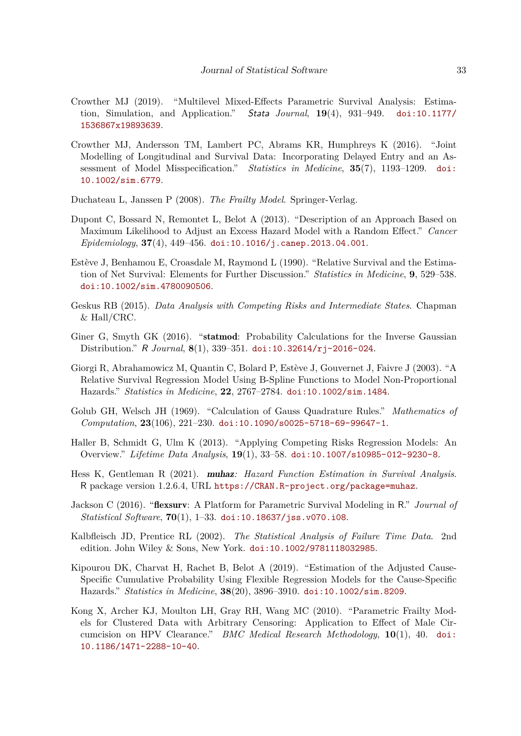Crowther MJ (2019). "Multilevel Mixed-Effects Parametric Survival Analysis: Estimation, Simulation, and Application." *Stata Journal*, **19**(4), 931–949. doi:10.1177/1536867x19893639.

Crowther MJ, Andersson TM, Lambert PC, Abrams KR, Humphreys K (2016). "Joint Modelling of Longitudinal and Survival Data: Incorporating Delayed Entry and an Assessment of Model Misspecification." *Statistics in Medicine*, **35**(7), 1193–1209. doi:10.1002/sim.6779.

Duchateau L, Janssen P (2008). *The Frailty Model*. Springer-Verlag.

Dupont C, Bossard N, Remontet L, Belot A (2013). "Description of an Approach Based on Maximum Likelihood to Adjust an Excess Hazard Model with a Random Effect." *Cancer Epidemiology*, **37**(4), 449–456. doi:10.1016/j.canep.2013.04.001.

Estève J, Benhamou E, Croasdale M, Raymond L (1990). "Relative Survival and the Estimation of Net Survival: Elements for Further Discussion." *Statistics in Medicine*, **9**, 529–538. doi:10.1002/sim.4780090506.

Geskus RB (2015). *Data Analysis with Competing Risks and Intermediate States*. Chapman & Hall/CRC.

Giner G, Smyth GK (2016). "**statmod**: Probability Calculations for the Inverse Gaussian Distribution." *R Journal*, **8**(1), 339–351. doi:10.32614/rj-2016-024.

Giorgi R, Abrahamowicz M, Quantin C, Bolard P, Estève J, Gouvernet J, Faivre J (2003). "A Relative Survival Regression Model Using B-Spline Functions to Model Non-Proportional Hazards." *Statistics in Medicine*, **22**, 2767–2784. doi:10.1002/sim.1484.

Golub GH, Welsch JH (1969). "Calculation of Gauss Quadrature Rules." *Mathematics of Computation*, **23**(106), 221–230. doi:10.1090/s0025-5718-69-99647-1.

Haller B, Schmidt G, Ulm K (2013). "Applying Competing Risks Regression Models: An Overview." *Lifetime Data Analysis*, **19**(1), 33–58. doi:10.1007/s10985-012-9230-8.

Hess K, Gentleman R (2021). ***muhaz**: Hazard Function Estimation in Survival Analysis*. R package version 1.2.6.4, URL https://CRAN.R-project.org/package=muhaz.

Jackson C (2016). "**flexsurv**: A Platform for Parametric Survival Modeling in R." *Journal of Statistical Software*, **70**(1), 1–33. doi:10.18637/jss.v070.i08.

Kalbfleisch JD, Prentice RL (2002). *The Statistical Analysis of Failure Time Data*. 2nd edition. John Wiley & Sons, New York. doi:10.1002/9781118032985.

Kipourou DK, Charvat H, Rachet B, Belot A (2019). "Estimation of the Adjusted Cause-Specific Cumulative Probability Using Flexible Regression Models for the Cause-Specific Hazards." *Statistics in Medicine*, **38**(20), 3896–3910. doi:10.1002/sim.8209.

Kong X, Archer KJ, Moulton LH, Gray RH, Wang MC (2010). "Parametric Frailty Models for Clustered Data with Arbitrary Censoring: Application to Effect of Male Circumcision on HPV Clearance." *BMC Medical Research Methodology*, **10**(1), 40. doi:10.1186/1471-2288-10-40.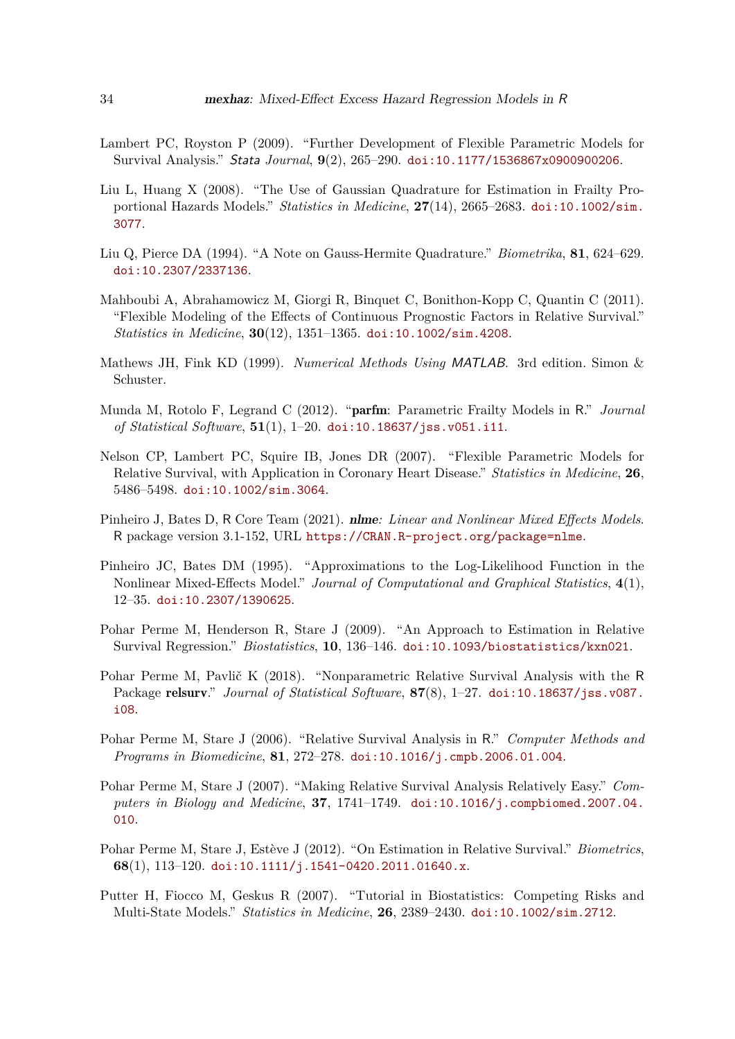Lambert PC, Royston P (2009). "Further Development of Flexible Parametric Models for Survival Analysis." *Stata Journal*, **9**(2), 265–290. doi:10.1177/1536867x0900900206.

Liu L, Huang X (2008). "The Use of Gaussian Quadrature for Estimation in Frailty Proportional Hazards Models." *Statistics in Medicine*, **27**(14), 2665–2683. doi:10.1002/sim.3077.

Liu Q, Pierce DA (1994). "A Note on Gauss-Hermite Quadrature." *Biometrika*, **81**, 624–629. doi:10.2307/2337136.

Mahboubi A, Abrahamowicz M, Giorgi R, Binquet C, Bonithon-Kopp C, Quantin C (2011). "Flexible Modeling of the Effects of Continuous Prognostic Factors in Relative Survival." *Statistics in Medicine*, **30**(12), 1351–1365. doi:10.1002/sim.4208.

Mathews JH, Fink KD (1999). *Numerical Methods Using MATLAB*. 3rd edition. Simon & Schuster.

Munda M, Rotolo F, Legrand C (2012). "**parfm**: Parametric Frailty Models in R." *Journal of Statistical Software*, **51**(1), 1–20. doi:10.18637/jss.v051.i11.

Nelson CP, Lambert PC, Squire IB, Jones DR (2007). "Flexible Parametric Models for Relative Survival, with Application in Coronary Heart Disease." *Statistics in Medicine*, **26**, 5486–5498. doi:10.1002/sim.3064.

Pinheiro J, Bates D, R Core Team (2021). ***nlme**: Linear and Nonlinear Mixed Effects Models*. R package version 3.1-152, URL https://CRAN.R-project.org/package=nlme.

Pinheiro JC, Bates DM (1995). "Approximations to the Log-Likelihood Function in the Nonlinear Mixed-Effects Model." *Journal of Computational and Graphical Statistics*, **4**(1), 12–35. doi:10.2307/1390625.

Pohar Perme M, Henderson R, Stare J (2009). "An Approach to Estimation in Relative Survival Regression." *Biostatistics*, **10**, 136–146. doi:10.1093/biostatistics/kxn021.

Pohar Perme M, Pavlič K (2018). "Nonparametric Relative Survival Analysis with the R Package **relsurv**." *Journal of Statistical Software*, **87**(8), 1–27. doi:10.18637/jss.v087.i08.

Pohar Perme M, Stare J (2006). "Relative Survival Analysis in R." *Computer Methods and Programs in Biomedicine*, **81**, 272–278. doi:10.1016/j.cmpb.2006.01.004.

Pohar Perme M, Stare J (2007). "Making Relative Survival Analysis Relatively Easy." *Computers in Biology and Medicine*, **37**, 1741–1749. doi:10.1016/j.compbiomed.2007.04.010.

Pohar Perme M, Stare J, Estève J (2012). "On Estimation in Relative Survival." *Biometrics*, **68**(1), 113–120. doi:10.1111/j.1541-0420.2011.01640.x.

Putter H, Fiocco M, Geskus R (2007). "Tutorial in Biostatistics: Competing Risks and Multi-State Models." *Statistics in Medicine*, **26**, 2389–2430. doi:10.1002/sim.2712.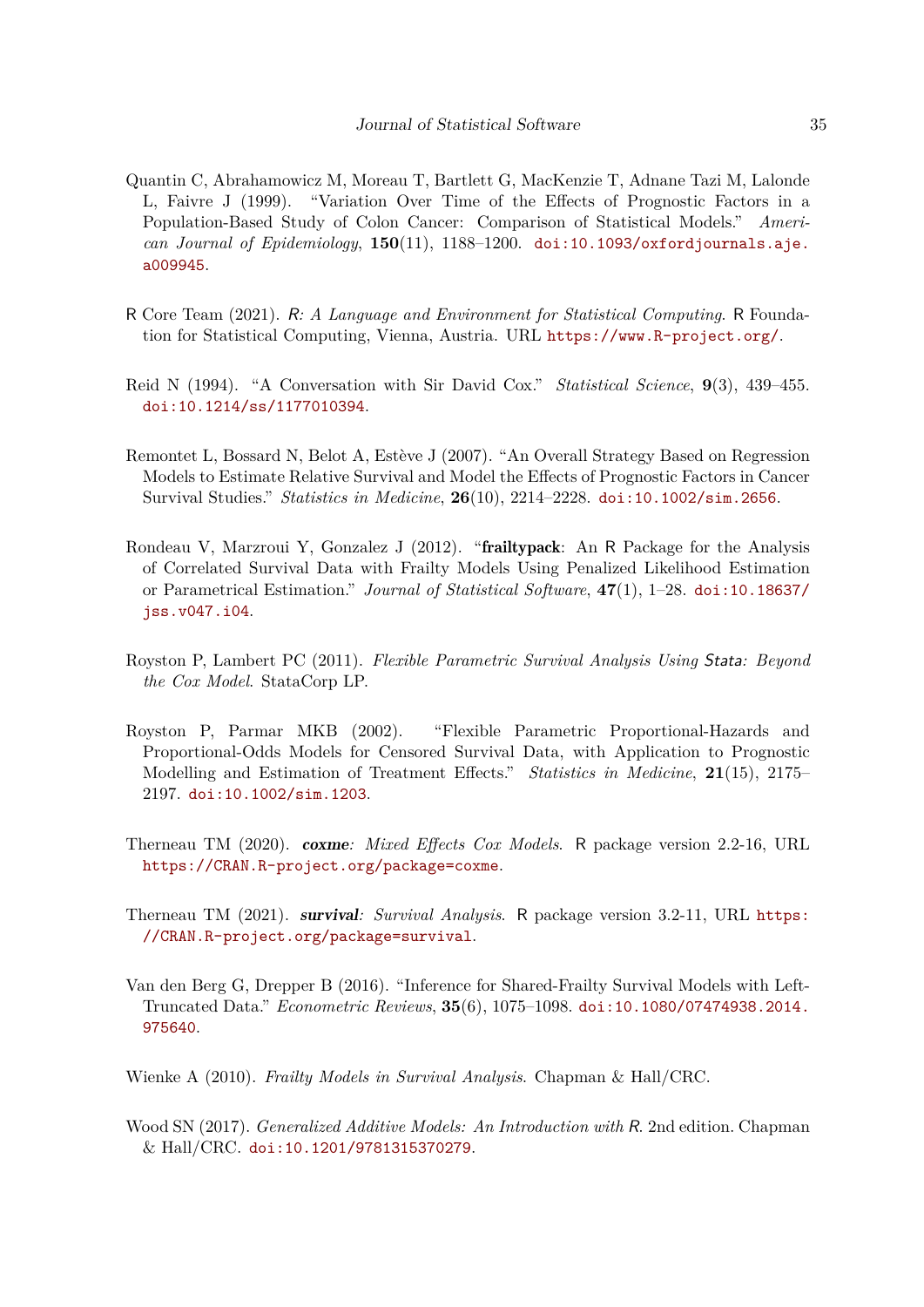Quantin C, Abrahamowicz M, Moreau T, Bartlett G, MacKenzie T, Adnane Tazi M, Lalonde L, Faivre J (1999). "Variation Over Time of the Effects of Prognostic Factors in a Population-Based Study of Colon Cancer: Comparison of Statistical Models." *American Journal of Epidemiology*, **150**(11), 1188–1200. doi:10.1093/oxfordjournals.aje.a009945.

R Core Team (2021). *R: A Language and Environment for Statistical Computing*. R Foundation for Statistical Computing, Vienna, Austria. URL https://www.R-project.org/.

Reid N (1994). "A Conversation with Sir David Cox." *Statistical Science*, **9**(3), 439–455. doi:10.1214/ss/1177010394.

Remontet L, Bossard N, Belot A, Estève J (2007). "An Overall Strategy Based on Regression Models to Estimate Relative Survival and Model the Effects of Prognostic Factors in Cancer Survival Studies." *Statistics in Medicine*, **26**(10), 2214–2228. doi:10.1002/sim.2656.

Rondeau V, Marzroui Y, Gonzalez J (2012). "**frailtypack**: An R Package for the Analysis of Correlated Survival Data with Frailty Models Using Penalized Likelihood Estimation or Parametrical Estimation." *Journal of Statistical Software*, **47**(1), 1–28. doi:10.18637/jss.v047.i04.

Royston P, Lambert PC (2011). *Flexible Parametric Survival Analysis Using Stata: Beyond the Cox Model*. StataCorp LP.

Royston P, Parmar MKB (2002). "Flexible Parametric Proportional-Hazards and Proportional-Odds Models for Censored Survival Data, with Application to Prognostic Modelling and Estimation of Treatment Effects." *Statistics in Medicine*, **21**(15), 2175–2197. doi:10.1002/sim.1203.

Therneau TM (2020). ***coxme**: Mixed Effects Cox Models*. R package version 2.2-16, URL https://CRAN.R-project.org/package=coxme.

Therneau TM (2021). ***survival**: Survival Analysis*. R package version 3.2-11, URL https://CRAN.R-project.org/package=survival.

Van den Berg G, Drepper B (2016). "Inference for Shared-Frailty Survival Models with Left-Truncated Data." *Econometric Reviews*, **35**(6), 1075–1098. doi:10.1080/07474938.2014.975640.

Wienke A (2010). *Frailty Models in Survival Analysis*. Chapman & Hall/CRC.

Wood SN (2017). *Generalized Additive Models: An Introduction with R*. 2nd edition. Chapman & Hall/CRC. doi:10.1201/9781315370279.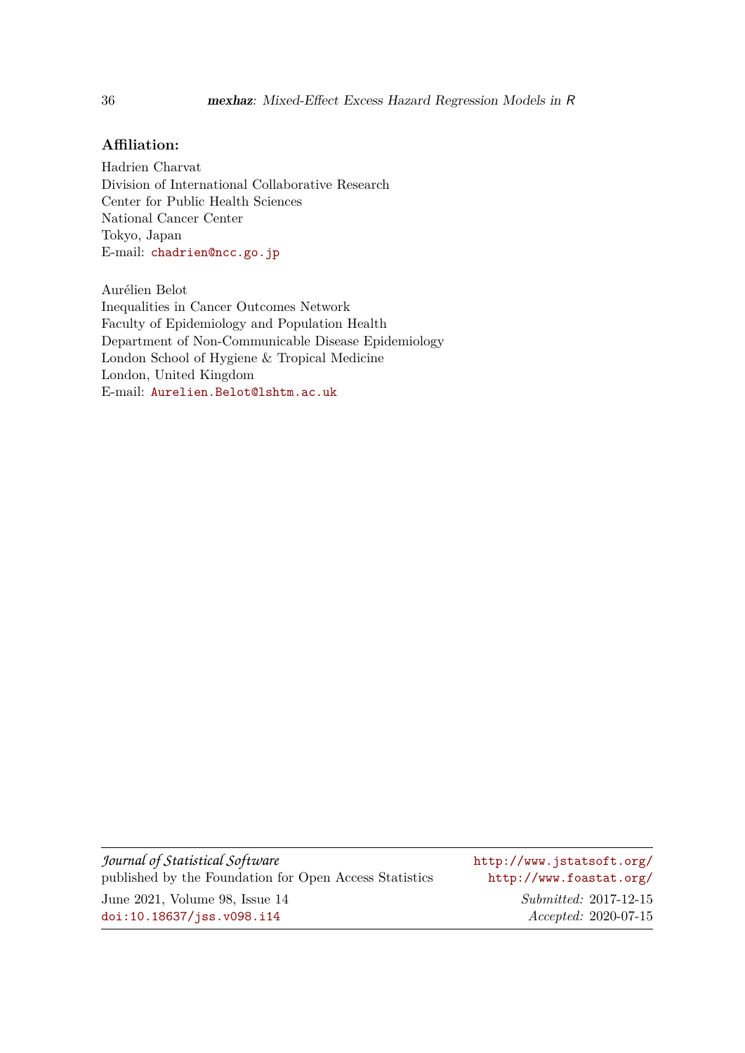**Affiliation:**

Hadrien Charvat
Division of International Collaborative Research
Center for Public Health Sciences
National Cancer Center
Tokyo, Japan
E-mail: chadrien@ncc.go.jp

Aurélien Belot
Inequalities in Cancer Outcomes Network
Faculty of Epidemiology and Population Health
Department of Non-Communicable Disease Epidemiology
London School of Hygiene & Tropical Medicine
London, United Kingdom
E-mail: Aurelien.Belot@lshtm.ac.uk

*Journal of Statistical Software* http://www.jstatsoft.org/
published by the Foundation for Open Access Statistics http://www.foastat.org/
June 2021, Volume 98, Issue 14 *Submitted:* 2017-12-15
doi:10.18637/jss.v098.i14 *Accepted:* 2020-07-15